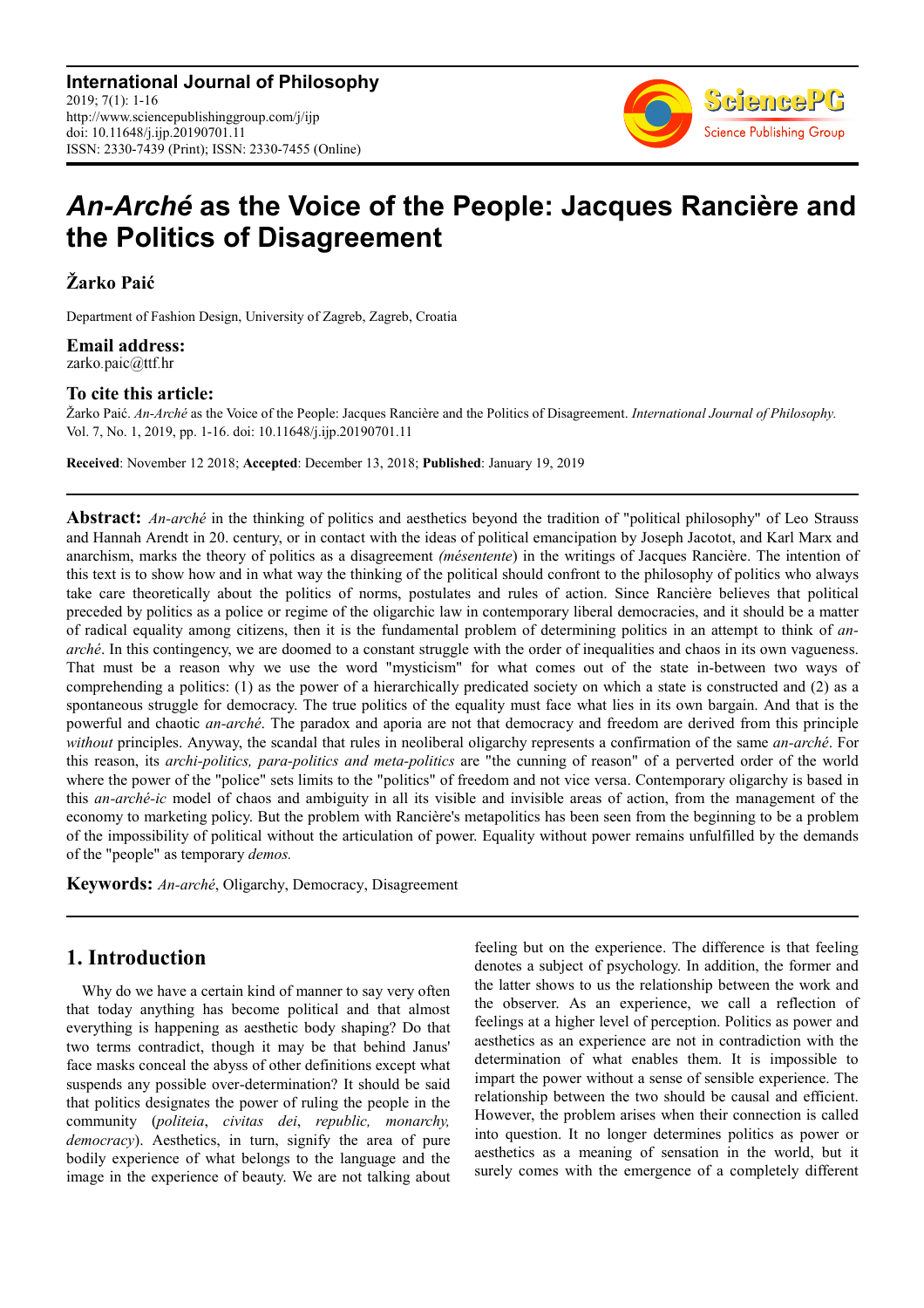# *An-Arché* as the Voice of the People: Jacques Rancière and the Politics of Disagreement

**Žarko Paić**

Department of Fashion Design, University of Zagreb, Zagreb, Croatia

**Email address:**
zarko.paic@ttf.hr

**To cite this article:**
Žarko Paić. *An-Arché* as the Voice of the People: Jacques Rancière and the Politics of Disagreement. *International Journal of Philosophy.* Vol. 7, No. 1, 2019, pp. 1-16. doi: 10.11648/j.ijp.20190701.11

**Received**: November 12 2018; **Accepted**: December 13, 2018; **Published**: January 19, 2019

**Abstract:** *An-arché* in the thinking of politics and aesthetics beyond the tradition of "political philosophy" of Leo Strauss and Hannah Arendt in 20. century, or in contact with the ideas of political emancipation by Joseph Jacotot, and Karl Marx and anarchism, marks the theory of politics as a disagreement *(mésentente*) in the writings of Jacques Rancière. The intention of this text is to show how and in what way the thinking of the political should confront to the philosophy of politics who always take care theoretically about the politics of norms, postulates and rules of action. Since Rancière believes that political preceded by politics as a police or regime of the oligarchic law in contemporary liberal democracies, and it should be a matter of radical equality among citizens, then it is the fundamental problem of determining politics in an attempt to think of *an-arché*. In this contingency, we are doomed to a constant struggle with the order of inequalities and chaos in its own vagueness. That must be a reason why we use the word "mysticism" for what comes out of the state in-between two ways of comprehending a politics: (1) as the power of a hierarchically predicated society on which a state is constructed and (2) as a spontaneous struggle for democracy. The true politics of the equality must face what lies in its own bargain. And that is the powerful and chaotic *an-arché*. The paradox and aporia are not that democracy and freedom are derived from this principle *without* principles. Anyway, the scandal that rules in neoliberal oligarchy represents a confirmation of the same *an-arché*. For this reason, its *archi-politics, para-politics and meta-politics* are "the cunning of reason" of a perverted order of the world where the power of the "police" sets limits to the "politics" of freedom and not vice versa. Contemporary oligarchy is based in this *an-arché-ic* model of chaos and ambiguity in all its visible and invisible areas of action, from the management of the economy to marketing policy. But the problem with Rancière's metapolitics has been seen from the beginning to be a problem of the impossibility of political without the articulation of power. Equality without power remains unfulfilled by the demands of the "people" as temporary *demos.*

**Keywords:** *An-arché*, Oligarchy, Democracy, Disagreement

## 1. Introduction

Why do we have a certain kind of manner to say very often that today anything has become political and that almost everything is happening as aesthetic body shaping? Do that two terms contradict, though it may be that behind Janus' face masks conceal the abyss of other definitions except what suspends any possible over-determination? It should be said that politics designates the power of ruling the people in the community (*politeia*, *civitas dei*, *republic, monarchy, democracy*). Aesthetics, in turn, signify the area of pure bodily experience of what belongs to the language and the image in the experience of beauty. We are not talking about feeling but on the experience. The difference is that feeling denotes a subject of psychology. In addition, the former and the latter shows to us the relationship between the work and the observer. As an experience, we call a reflection of feelings at a higher level of perception. Politics as power and aesthetics as an experience are not in contradiction with the determination of what enables them. It is impossible to impart the power without a sense of sensible experience. The relationship between the two should be causal and efficient. However, the problem arises when their connection is called into question. It no longer determines politics as power or aesthetics as a meaning of sensation in the world, but it surely comes with the emergence of a completely different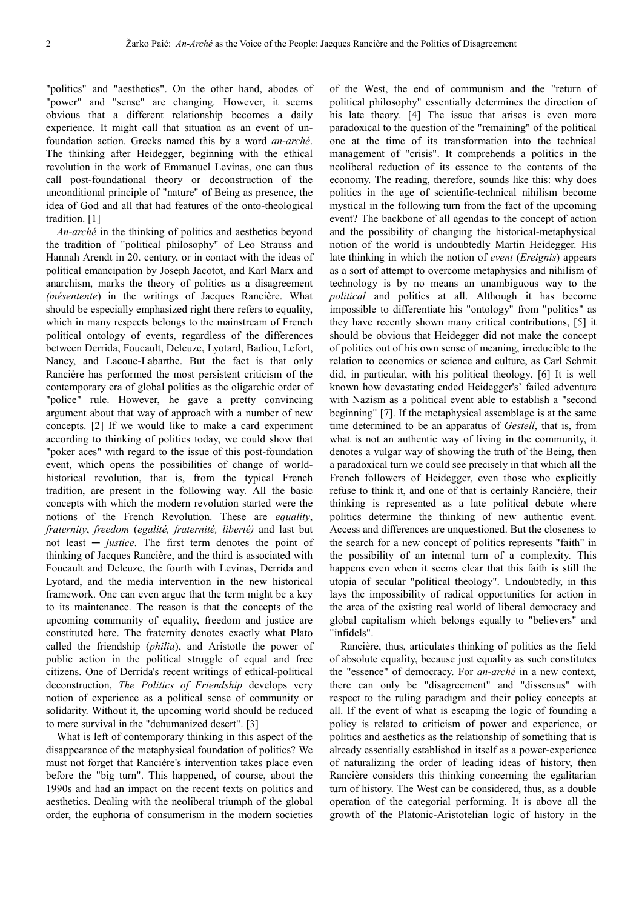"politics" and "aesthetics". On the other hand, abodes of "power" and "sense" are changing. However, it seems obvious that a different relationship becomes a daily experience. It might call that situation as an event of un-foundation action. Greeks named this by a word *an-arché*. The thinking after Heidegger, beginning with the ethical revolution in the work of Emmanuel Levinas, one can thus call post-foundational theory or deconstruction of the unconditional principle of "nature" of Being as presence, the idea of God and all that had features of the onto-theological tradition. [1]

*An-arché* in the thinking of politics and aesthetics beyond the tradition of "political philosophy" of Leo Strauss and Hannah Arendt in 20. century, or in contact with the ideas of political emancipation by Joseph Jacotot, and Karl Marx and anarchism, marks the theory of politics as a disagreement *(mésentente*) in the writings of Jacques Rancière. What should be especially emphasized right there refers to equality, which in many respects belongs to the mainstream of French political ontology of events, regardless of the differences between Derrida, Foucault, Deleuze, Lyotard, Badiou, Lefort, Nancy, and Lacoue-Labarthe. But the fact is that only Rancière has performed the most persistent criticism of the contemporary era of global politics as the oligarchic order of "police" rule. However, he gave a pretty convincing argument about that way of approach with a number of new concepts. [2] If we would like to make a card experiment according to thinking of politics today, we could show that "poker aces" with regard to the issue of this post-foundation event, which opens the possibilities of change of world-historical revolution, that is, from the typical French tradition, are present in the following way. All the basic concepts with which the modern revolution started were the notions of the French Revolution. These are *equality*, *fraternity*, *freedom* (*egalité, fraternité, liberté)* and last but not least ─ *justice*. The first term denotes the point of thinking of Jacques Rancière, and the third is associated with Foucault and Deleuze, the fourth with Levinas, Derrida and Lyotard, and the media intervention in the new historical framework. One can even argue that the term might be a key to its maintenance. The reason is that the concepts of the upcoming community of equality, freedom and justice are constituted here. The fraternity denotes exactly what Plato called the friendship (*philia*), and Aristotle the power of public action in the political struggle of equal and free citizens. One of Derrida's recent writings of ethical-political deconstruction, *The Politics of Friendship* develops very notion of experience as a political sense of community or solidarity. Without it, the upcoming world should be reduced to mere survival in the "dehumanized desert". [3]

What is left of contemporary thinking in this aspect of the disappearance of the metaphysical foundation of politics? We must not forget that Rancière's intervention takes place even before the "big turn". This happened, of course, about the 1990s and had an impact on the recent texts on politics and aesthetics. Dealing with the neoliberal triumph of the global order, the euphoria of consumerism in the modern societies of the West, the end of communism and the "return of political philosophy" essentially determines the direction of his late theory. [4] The issue that arises is even more paradoxical to the question of the "remaining" of the political one at the time of its transformation into the technical management of "crisis". It comprehends a politics in the neoliberal reduction of its essence to the contents of the economy. The reading, therefore, sounds like this: why does politics in the age of scientific-technical nihilism become mystical in the following turn from the fact of the upcoming event? The backbone of all agendas to the concept of action and the possibility of changing the historical-metaphysical notion of the world is undoubtedly Martin Heidegger. His late thinking in which the notion of *event* (*Ereignis*) appears as a sort of attempt to overcome metaphysics and nihilism of technology is by no means an unambiguous way to the *political* and politics at all. Although it has become impossible to differentiate his "ontology" from "politics" as they have recently shown many critical contributions, [5] it should be obvious that Heidegger did not make the concept of politics out of his own sense of meaning, irreducible to the relation to economics or science and culture, as Carl Schmit did, in particular, with his political theology. [6] It is well known how devastating ended Heidegger's' failed adventure with Nazism as a political event able to establish a "second beginning" [7]. If the metaphysical assemblage is at the same time determined to be an apparatus of *Gestell*, that is, from what is not an authentic way of living in the community, it denotes a vulgar way of showing the truth of the Being, then a paradoxical turn we could see precisely in that which all the French followers of Heidegger, even those who explicitly refuse to think it, and one of that is certainly Rancière, their thinking is represented as a late political debate where politics determine the thinking of new authentic event. Access and differences are unquestioned. But the closeness to the search for a new concept of politics represents "faith" in the possibility of an internal turn of a complexity. This happens even when it seems clear that this faith is still the utopia of secular "political theology". Undoubtedly, in this lays the impossibility of radical opportunities for action in the area of the existing real world of liberal democracy and global capitalism which belongs equally to "believers" and "infidels".

Rancière, thus, articulates thinking of politics as the field of absolute equality, because just equality as such constitutes the "essence" of democracy. For *an-arché* in a new context, there can only be "disagreement" and "dissensus" with respect to the ruling paradigm and their policy concepts at all. If the event of what is escaping the logic of founding a policy is related to criticism of power and experience, or politics and aesthetics as the relationship of something that is already essentially established in itself as a power-experience of naturalizing the order of leading ideas of history, then Rancière considers this thinking concerning the egalitarian turn of history. The West can be considered, thus, as a double operation of the categorial performing. It is above all the growth of the Platonic-Aristotelian logic of history in the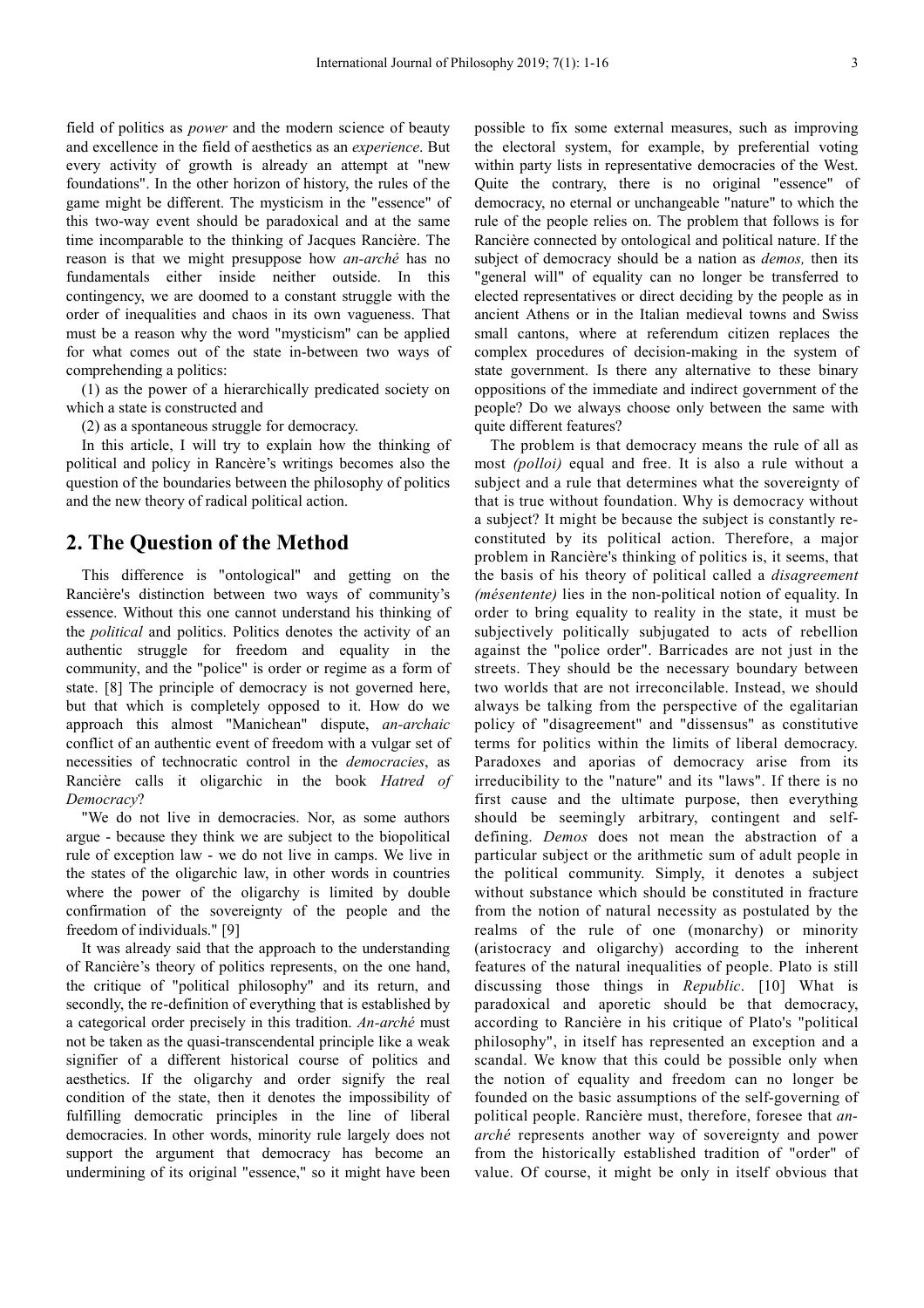field of politics as *power* and the modern science of beauty and excellence in the field of aesthetics as an *experience*. But every activity of growth is already an attempt at "new foundations". In the other horizon of history, the rules of the game might be different. The mysticism in the "essence" of this two-way event should be paradoxical and at the same time incomparable to the thinking of Jacques Rancière. The reason is that we might presuppose how *an-arché* has no fundamentals either inside neither outside. In this contingency, we are doomed to a constant struggle with the order of inequalities and chaos in its own vagueness. That must be a reason why the word "mysticism" can be applied for what comes out of the state in-between two ways of comprehending a politics:

(1) as the power of a hierarchically predicated society on which a state is constructed and

(2) as a spontaneous struggle for democracy.

In this article, I will try to explain how the thinking of political and policy in Rancère's writings becomes also the question of the boundaries between the philosophy of politics and the new theory of radical political action.

## 2. The Question of the Method

This difference is "ontological" and getting on the Rancière's distinction between two ways of community's essence. Without this one cannot understand his thinking of the *political* and politics. Politics denotes the activity of an authentic struggle for freedom and equality in the community, and the "police" is order or regime as a form of state. [8] The principle of democracy is not governed here, but that which is completely opposed to it. How do we approach this almost "Manichean" dispute, *an-archaic* conflict of an authentic event of freedom with a vulgar set of necessities of technocratic control in the *democracies*, as Rancière calls it oligarchic in the book *Hatred of Democracy*?

"We do not live in democracies. Nor, as some authors argue - because they think we are subject to the biopolitical rule of exception law - we do not live in camps. We live in the states of the oligarchic law, in other words in countries where the power of the oligarchy is limited by double confirmation of the sovereignty of the people and the freedom of individuals." [9]

It was already said that the approach to the understanding of Rancière's theory of politics represents, on the one hand, the critique of "political philosophy" and its return, and secondly, the re-definition of everything that is established by a categorical order precisely in this tradition. *An-arché* must not be taken as the quasi-transcendental principle like a weak signifier of a different historical course of politics and aesthetics. If the oligarchy and order signify the real condition of the state, then it denotes the impossibility of fulfilling democratic principles in the line of liberal democracies. In other words, minority rule largely does not support the argument that democracy has become an undermining of its original "essence," so it might have been possible to fix some external measures, such as improving the electoral system, for example, by preferential voting within party lists in representative democracies of the West. Quite the contrary, there is no original "essence" of democracy, no eternal or unchangeable "nature" to which the rule of the people relies on. The problem that follows is for Rancière connected by ontological and political nature. If the subject of democracy should be a nation as *demos,* then its "general will" of equality can no longer be transferred to elected representatives or direct deciding by the people as in ancient Athens or in the Italian medieval towns and Swiss small cantons, where at referendum citizen replaces the complex procedures of decision-making in the system of state government. Is there any alternative to these binary oppositions of the immediate and indirect government of the people? Do we always choose only between the same with quite different features?

The problem is that democracy means the rule of all as most *(polloi)* equal and free. It is also a rule without a subject and a rule that determines what the sovereignty of that is true without foundation. Why is democracy without a subject? It might be because the subject is constantly re-constituted by its political action. Therefore, a major problem in Rancière's thinking of politics is, it seems, that the basis of his theory of political called a *disagreement (mésentente)* lies in the non-political notion of equality. In order to bring equality to reality in the state, it must be subjectively politically subjugated to acts of rebellion against the "police order". Barricades are not just in the streets. They should be the necessary boundary between two worlds that are not irreconcilable. Instead, we should always be talking from the perspective of the egalitarian policy of "disagreement" and "dissensus" as constitutive terms for politics within the limits of liberal democracy. Paradoxes and aporias of democracy arise from its irreducibility to the "nature" and its "laws". If there is no first cause and the ultimate purpose, then everything should be seemingly arbitrary, contingent and self-defining. *Demos* does not mean the abstraction of a particular subject or the arithmetic sum of adult people in the political community. Simply, it denotes a subject without substance which should be constituted in fracture from the notion of natural necessity as postulated by the realms of the rule of one (monarchy) or minority (aristocracy and oligarchy) according to the inherent features of the natural inequalities of people. Plato is still discussing those things in *Republic*. [10] What is paradoxical and aporetic should be that democracy, according to Rancière in his critique of Plato's "political philosophy", in itself has represented an exception and a scandal. We know that this could be possible only when the notion of equality and freedom can no longer be founded on the basic assumptions of the self-governing of political people. Rancière must, therefore, foresee that *an-arché* represents another way of sovereignty and power from the historically established tradition of "order" of value. Of course, it might be only in itself obvious that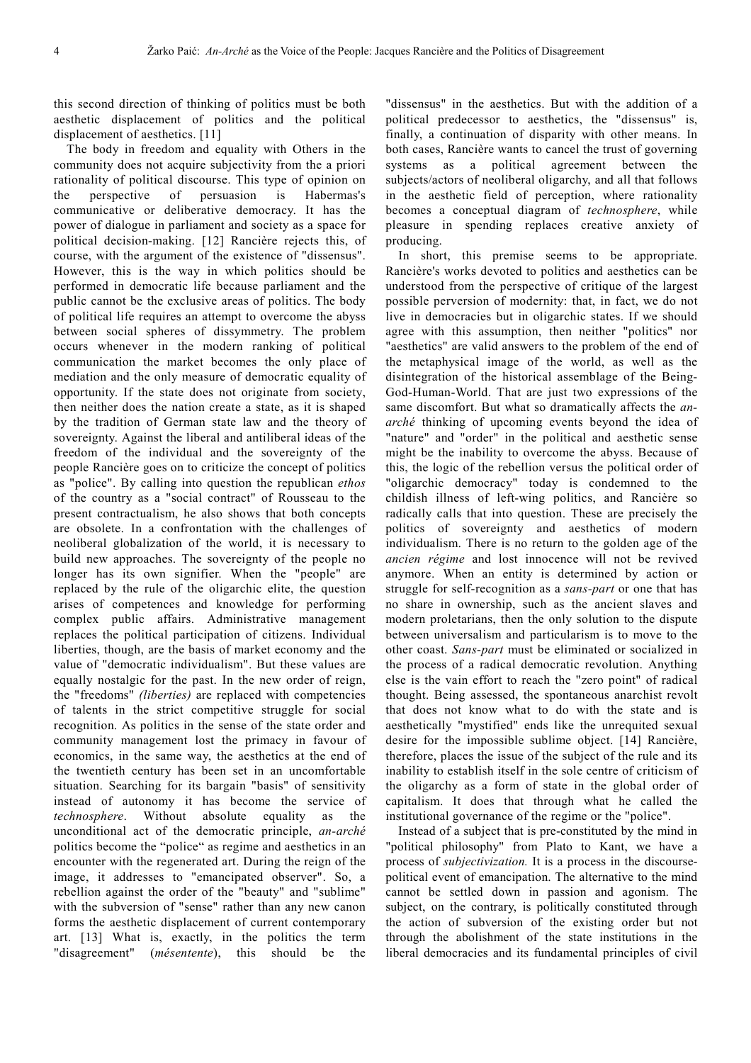this second direction of thinking of politics must be both aesthetic displacement of politics and the political displacement of aesthetics. [11]

The body in freedom and equality with Others in the community does not acquire subjectivity from the a priori rationality of political discourse. This type of opinion on the perspective of persuasion is Habermas's communicative or deliberative democracy. It has the power of dialogue in parliament and society as a space for political decision-making. [12] Rancière rejects this, of course, with the argument of the existence of "dissensus". However, this is the way in which politics should be performed in democratic life because parliament and the public cannot be the exclusive areas of politics. The body of political life requires an attempt to overcome the abyss between social spheres of dissymmetry. The problem occurs whenever in the modern ranking of political communication the market becomes the only place of mediation and the only measure of democratic equality of opportunity. If the state does not originate from society, then neither does the nation create a state, as it is shaped by the tradition of German state law and the theory of sovereignty. Against the liberal and antiliberal ideas of the freedom of the individual and the sovereignty of the people Rancière goes on to criticize the concept of politics as "police". By calling into question the republican *ethos* of the country as a "social contract" of Rousseau to the present contractualism, he also shows that both concepts are obsolete. In a confrontation with the challenges of neoliberal globalization of the world, it is necessary to build new approaches. The sovereignty of the people no longer has its own signifier. When the "people" are replaced by the rule of the oligarchic elite, the question arises of competences and knowledge for performing complex public affairs. Administrative management replaces the political participation of citizens. Individual liberties, though, are the basis of market economy and the value of "democratic individualism". But these values are equally nostalgic for the past. In the new order of reign, the "freedoms" *(liberties)* are replaced with competencies of talents in the strict competitive struggle for social recognition. As politics in the sense of the state order and community management lost the primacy in favour of economics, in the same way, the aesthetics at the end of the twentieth century has been set in an uncomfortable situation. Searching for its bargain "basis" of sensitivity instead of autonomy it has become the service of *technosphere*. Without absolute equality as the unconditional act of the democratic principle, *an-arché* politics become the "police" as regime and aesthetics in an encounter with the regenerated art. During the reign of the image, it addresses to "emancipated observer". So, a rebellion against the order of the "beauty" and "sublime" with the subversion of "sense" rather than any new canon forms the aesthetic displacement of current contemporary art. [13] What is, exactly, in the politics the term "disagreement" (*mésentente*), this should be the "dissensus" in the aesthetics. But with the addition of a political predecessor to aesthetics, the "dissensus" is, finally, a continuation of disparity with other means. In both cases, Rancière wants to cancel the trust of governing systems as a political agreement between the subjects/actors of neoliberal oligarchy, and all that follows in the aesthetic field of perception, where rationality becomes a conceptual diagram of *technosphere*, while pleasure in spending replaces creative anxiety of producing.

In short, this premise seems to be appropriate. Rancière's works devoted to politics and aesthetics can be understood from the perspective of critique of the largest possible perversion of modernity: that, in fact, we do not live in democracies but in oligarchic states. If we should agree with this assumption, then neither "politics" nor "aesthetics" are valid answers to the problem of the end of the metaphysical image of the world, as well as the disintegration of the historical assemblage of the Being-God-Human-World. That are just two expressions of the same discomfort. But what so dramatically affects the *an-arché* thinking of upcoming events beyond the idea of "nature" and "order" in the political and aesthetic sense might be the inability to overcome the abyss. Because of this, the logic of the rebellion versus the political order of "oligarchic democracy" today is condemned to the childish illness of left-wing politics, and Rancière so radically calls that into question. These are precisely the politics of sovereignty and aesthetics of modern individualism. There is no return to the golden age of the *ancien régime* and lost innocence will not be revived anymore. When an entity is determined by action or struggle for self-recognition as a *sans-part* or one that has no share in ownership, such as the ancient slaves and modern proletarians, then the only solution to the dispute between universalism and particularism is to move to the other coast. *Sans-part* must be eliminated or socialized in the process of a radical democratic revolution. Anything else is the vain effort to reach the "zero point" of radical thought. Being assessed, the spontaneous anarchist revolt that does not know what to do with the state and is aesthetically "mystified" ends like the unrequited sexual desire for the impossible sublime object. [14] Rancière, therefore, places the issue of the subject of the rule and its inability to establish itself in the sole centre of criticism of the oligarchy as a form of state in the global order of capitalism. It does that through what he called the institutional governance of the regime or the "police".

Instead of a subject that is pre-constituted by the mind in "political philosophy" from Plato to Kant, we have a process of *subjectivization.* It is a process in the discourse-political event of emancipation. The alternative to the mind cannot be settled down in passion and agonism. The subject, on the contrary, is politically constituted through the action of subversion of the existing order but not through the abolishment of the state institutions in the liberal democracies and its fundamental principles of civil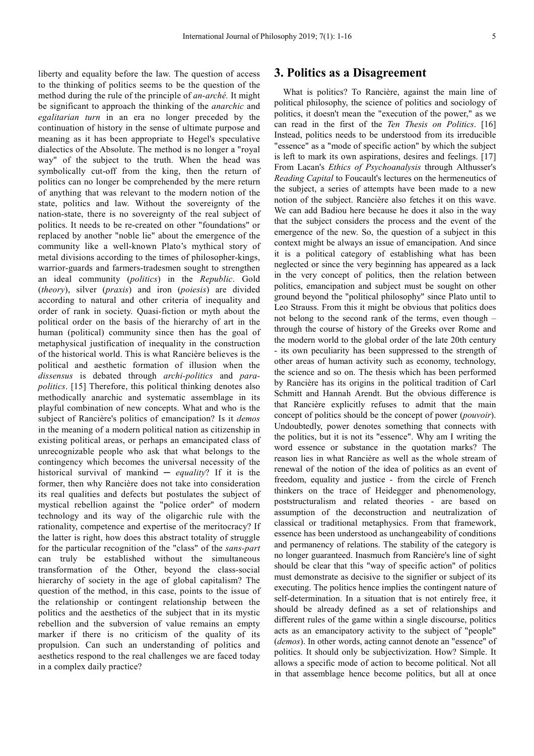liberty and equality before the law. The question of access to the thinking of politics seems to be the question of the method during the rule of the principle of *an-arché.* It might be significant to approach the thinking of the *anarchic* and *egalitarian turn* in an era no longer preceded by the continuation of history in the sense of ultimate purpose and meaning as it has been appropriate to Hegel's speculative dialectics of the Absolute. The method is no longer a "royal way" of the subject to the truth. When the head was symbolically cut-off from the king, then the return of politics can no longer be comprehended by the mere return of anything that was relevant to the modern notion of the state, politics and law. Without the sovereignty of the nation-state, there is no sovereignty of the real subject of politics. It needs to be re-created on other "foundations" or replaced by another "noble lie" about the emergence of the community like a well-known Plato's mythical story of metal divisions according to the times of philosopher-kings, warrior-guards and farmers-tradesmen sought to strengthen an ideal community (*politics*) in the *Republic*. Gold (*theory*), silver (*praxis*) and iron (*poiesis*) are divided according to natural and other criteria of inequality and order of rank in society. Quasi-fiction or myth about the political order on the basis of the hierarchy of art in the human (political) community since then has the goal of metaphysical justification of inequality in the construction of the historical world. This is what Rancière believes is the political and aesthetic formation of illusion when the *dissensus* is debated through *archi-politics* and *para-politics*. [15] Therefore, this political thinking denotes also methodically anarchic and systematic assemblage in its playful combination of new concepts. What and who is the subject of Rancière's politics of emancipation? Is it *demos* in the meaning of a modern political nation as citizenship in existing political areas, or perhaps an emancipated class of unrecognizable people who ask that what belongs to the contingency which becomes the universal necessity of the historical survival of mankind ─ *equality*? If it is the former, then why Rancière does not take into consideration its real qualities and defects but postulates the subject of mystical rebellion against the "police order" of modern technology and its way of the oligarchic rule with the rationality, competence and expertise of the meritocracy? If the latter is right, how does this abstract totality of struggle for the particular recognition of the "class" of the *sans-part* can truly be established without the simultaneous transformation of the Other, beyond the class-social hierarchy of society in the age of global capitalism? The question of the method, in this case, points to the issue of the relationship or contingent relationship between the politics and the aesthetics of the subject that in its mystic rebellion and the subversion of value remains an empty marker if there is no criticism of the quality of its propulsion. Can such an understanding of politics and aesthetics respond to the real challenges we are faced today in a complex daily practice?

## 3. Politics as a Disagreement

What is politics? To Rancière, against the main line of political philosophy, the science of politics and sociology of politics, it doesn't mean the "execution of the power," as we can read in the first of the *Ten Thesis on Politics*. [16] Instead, politics needs to be understood from its irreducible "essence" as a "mode of specific action" by which the subject is left to mark its own aspirations, desires and feelings. [17] From Lacan's *Ethics of Psychoanalysis* through Althusser's *Reading Capital* to Foucault's lectures on the hermeneutics of the subject, a series of attempts have been made to a new notion of the subject. Rancière also fetches it on this wave. We can add Badiou here because he does it also in the way that the subject considers the process and the event of the emergence of the new. So, the question of a subject in this context might be always an issue of emancipation. And since it is a political category of establishing what has been neglected or since the very beginning has appeared as a lack in the very concept of politics, then the relation between politics, emancipation and subject must be sought on other ground beyond the "political philosophy" since Plato until to Leo Strauss. From this it might be obvious that politics does not belong to the second rank of the terms, even though – through the course of history of the Greeks over Rome and the modern world to the global order of the late 20th century - its own peculiarity has been suppressed to the strength of other areas of human activity such as economy, technology, the science and so on. The thesis which has been performed by Rancière has its origins in the political tradition of Carl Schmitt and Hannah Arendt. But the obvious difference is that Rancière explicitly refuses to admit that the main concept of politics should be the concept of power (*pouvoir*). Undoubtedly, power denotes something that connects with the politics, but it is not its "essence". Why am I writing the word essence or substance in the quotation marks? The reason lies in what Rancière as well as the whole stream of renewal of the notion of the idea of politics as an event of freedom, equality and justice - from the circle of French thinkers on the trace of Heidegger and phenomenology, poststructuralism and related theories - are based on assumption of the deconstruction and neutralization of classical or traditional metaphysics. From that framework, essence has been understood as unchangeability of conditions and permanency of relations. The stability of the category is no longer guaranteed. Inasmuch from Rancière's line of sight should be clear that this "way of specific action" of politics must demonstrate as decisive to the signifier or subject of its executing. The politics hence implies the contingent nature of self-determination. In a situation that is not entirely free, it should be already defined as a set of relationships and different rules of the game within a single discourse, politics acts as an emancipatory activity to the subject of "people" (*demos*). In other words, acting cannot denote an "essence" of politics. It should only be subjectivization. How? Simple. It allows a specific mode of action to become political. Not all in that assemblage hence become politics, but all at once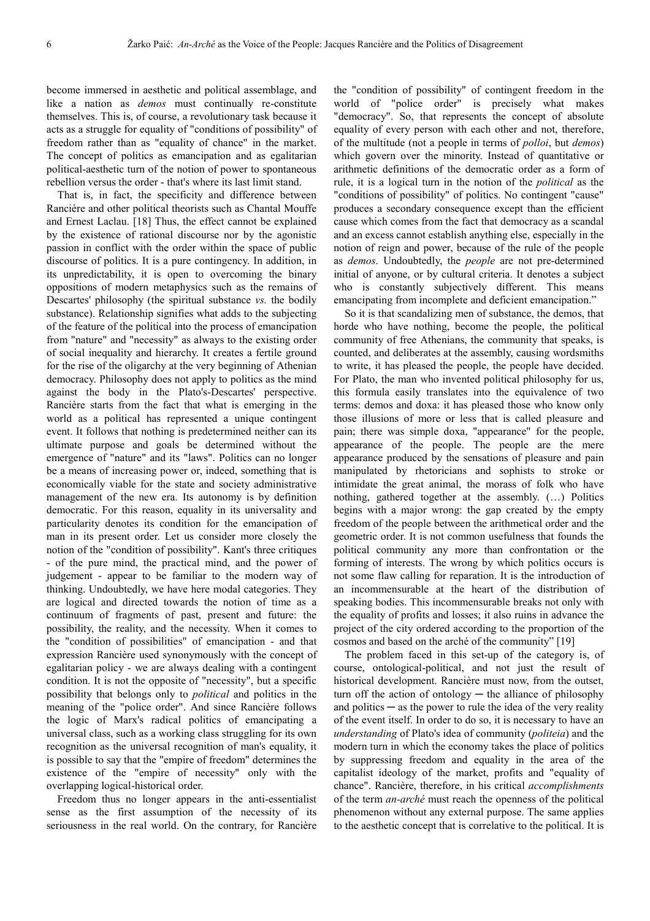become immersed in aesthetic and political assemblage, and like a nation as *demos* must continually re-constitute themselves. This is, of course, a revolutionary task because it acts as a struggle for equality of "conditions of possibility" of freedom rather than as "equality of chance" in the market. The concept of politics as emancipation and as egalitarian political-aesthetic turn of the notion of power to spontaneous rebellion versus the order - that's where its last limit stand.

That is, in fact, the specificity and difference between Rancière and other political theorists such as Chantal Mouffe and Ernest Laclau. [18] Thus, the effect cannot be explained by the existence of rational discourse nor by the agonistic passion in conflict with the order within the space of public discourse of politics. It is a pure contingency. In addition, in its unpredictability, it is open to overcoming the binary oppositions of modern metaphysics such as the remains of Descartes' philosophy (the spiritual substance *vs.* the bodily substance). Relationship signifies what adds to the subjecting of the feature of the political into the process of emancipation from "nature" and "necessity" as always to the existing order of social inequality and hierarchy. It creates a fertile ground for the rise of the oligarchy at the very beginning of Athenian democracy. Philosophy does not apply to politics as the mind against the body in the Plato's-Descartes' perspective. Rancière starts from the fact that what is emerging in the world as a political has represented a unique contingent event. It follows that nothing is predetermined neither can its ultimate purpose and goals be determined without the emergence of "nature" and its "laws". Politics can no longer be a means of increasing power or, indeed, something that is economically viable for the state and society administrative management of the new era. Its autonomy is by definition democratic. For this reason, equality in its universality and particularity denotes its condition for the emancipation of man in its present order. Let us consider more closely the notion of the "condition of possibility". Kant's three critiques - of the pure mind, the practical mind, and the power of judgement - appear to be familiar to the modern way of thinking. Undoubtedly, we have here modal categories. They are logical and directed towards the notion of time as a continuum of fragments of past, present and future: the possibility, the reality, and the necessity. When it comes to the "condition of possibilities" of emancipation - and that expression Rancière used synonymously with the concept of egalitarian policy - we are always dealing with a contingent condition. It is not the opposite of "necessity", but a specific possibility that belongs only to *political* and politics in the meaning of the "police order". And since Rancière follows the logic of Marx's radical politics of emancipating a universal class, such as a working class struggling for its own recognition as the universal recognition of man's equality, it is possible to say that the "empire of freedom" determines the existence of the "empire of necessity" only with the overlapping logical-historical order.

Freedom thus no longer appears in the anti-essentialist sense as the first assumption of the necessity of its seriousness in the real world. On the contrary, for Rancière the "condition of possibility" of contingent freedom in the world of "police order" is precisely what makes "democracy". So, that represents the concept of absolute equality of every person with each other and not, therefore, of the multitude (not a people in terms of *polloi*, but *demos*) which govern over the minority. Instead of quantitative or arithmetic definitions of the democratic order as a form of rule, it is a logical turn in the notion of the *political* as the "conditions of possibility" of politics. No contingent "cause" produces a secondary consequence except than the efficient cause which comes from the fact that democracy as a scandal and an excess cannot establish anything else, especially in the notion of reign and power, because of the rule of the people as *demos*. Undoubtedly, the *people* are not pre-determined initial of anyone, or by cultural criteria. It denotes a subject who is constantly subjectively different. This means emancipating from incomplete and deficient emancipation."

So it is that scandalizing men of substance, the demos, that horde who have nothing, become the people, the political community of free Athenians, the community that speaks, is counted, and deliberates at the assembly, causing wordsmiths to write, it has pleased the people, the people have decided. For Plato, the man who invented political philosophy for us, this formula easily translates into the equivalence of two terms: demos and doxa: it has pleased those who know only those illusions of more or less that is called pleasure and pain; there was simple doxa, "appearance" for the people, appearance of the people. The people are the mere appearance produced by the sensations of pleasure and pain manipulated by rhetoricians and sophists to stroke or intimidate the great animal, the morass of folk who have nothing, gathered together at the assembly. (…) Politics begins with a major wrong: the gap created by the empty freedom of the people between the arithmetical order and the geometric order. It is not common usefulness that founds the political community any more than confrontation or the forming of interests. The wrong by which politics occurs is not some flaw calling for reparation. It is the introduction of an incommensurable at the heart of the distribution of speaking bodies. This incommensurable breaks not only with the equality of profits and losses; it also ruins in advance the project of the city ordered according to the proportion of the cosmos and based on the arché of the community" [19]

The problem faced in this set-up of the category is, of course, ontological-political, and not just the result of historical development. Rancière must now, from the outset, turn off the action of ontology ─ the alliance of philosophy and politics ─ as the power to rule the idea of the very reality of the event itself. In order to do so, it is necessary to have an *understanding* of Plato's idea of community (*politeia*) and the modern turn in which the economy takes the place of politics by suppressing freedom and equality in the area of the capitalist ideology of the market, profits and "equality of chance". Rancière, therefore, in his critical *accomplishments* of the term *an-arché* must reach the openness of the political phenomenon without any external purpose. The same applies to the aesthetic concept that is correlative to the political. It is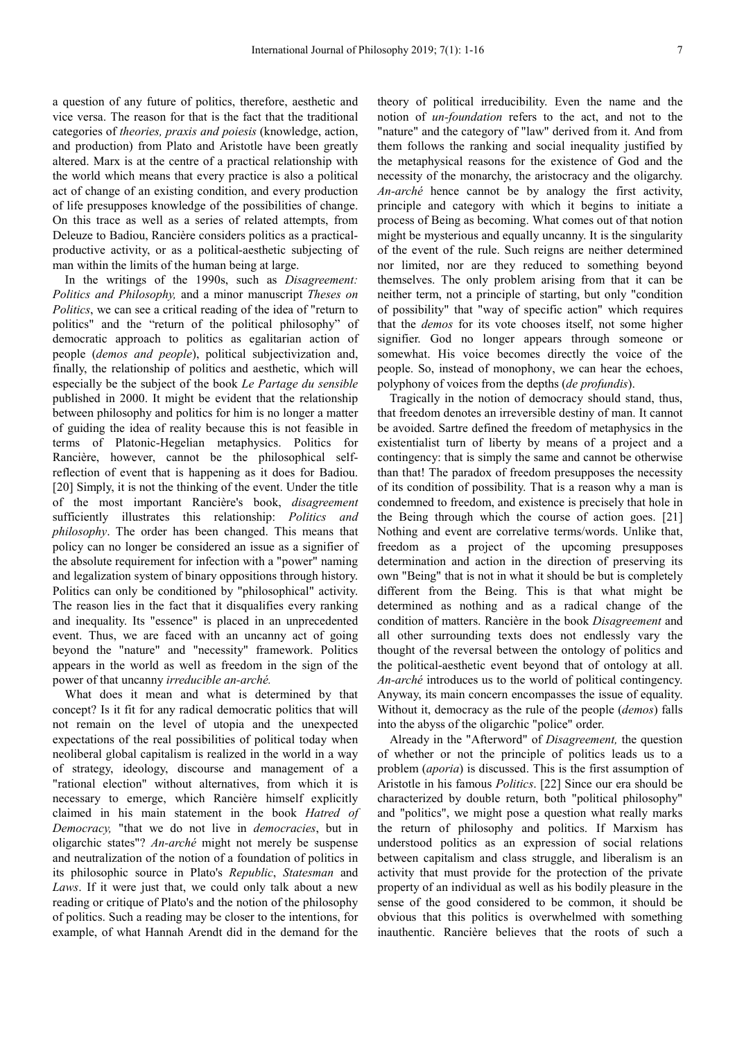a question of any future of politics, therefore, aesthetic and vice versa. The reason for that is the fact that the traditional categories of *theories, praxis and poiesis* (knowledge, action, and production) from Plato and Aristotle have been greatly altered. Marx is at the centre of a practical relationship with the world which means that every practice is also a political act of change of an existing condition, and every production of life presupposes knowledge of the possibilities of change. On this trace as well as a series of related attempts, from Deleuze to Badiou, Rancière considers politics as a practical-productive activity, or as a political-aesthetic subjecting of man within the limits of the human being at large.

In the writings of the 1990s, such as *Disagreement: Politics and Philosophy,* and a minor manuscript *Theses on Politics*, we can see a critical reading of the idea of "return to politics" and the "return of the political philosophy" of democratic approach to politics as egalitarian action of people (*demos and people*), political subjectivization and, finally, the relationship of politics and aesthetic, which will especially be the subject of the book *Le Partage du sensible* published in 2000. It might be evident that the relationship between philosophy and politics for him is no longer a matter of guiding the idea of reality because this is not feasible in terms of Platonic-Hegelian metaphysics. Politics for Rancière, however, cannot be the philosophical self-reflection of event that is happening as it does for Badiou. [20] Simply, it is not the thinking of the event. Under the title of the most important Rancière's book, *disagreement* sufficiently illustrates this relationship: *Politics and philosophy*. The order has been changed. This means that policy can no longer be considered an issue as a signifier of the absolute requirement for infection with a "power" naming and legalization system of binary oppositions through history. Politics can only be conditioned by "philosophical" activity. The reason lies in the fact that it disqualifies every ranking and inequality. Its "essence" is placed in an unprecedented event. Thus, we are faced with an uncanny act of going beyond the "nature" and "necessity" framework. Politics appears in the world as well as freedom in the sign of the power of that uncanny *irreducible an-arché.*

What does it mean and what is determined by that concept? Is it fit for any radical democratic politics that will not remain on the level of utopia and the unexpected expectations of the real possibilities of political today when neoliberal global capitalism is realized in the world in a way of strategy, ideology, discourse and management of a "rational election" without alternatives, from which it is necessary to emerge, which Rancière himself explicitly claimed in his main statement in the book *Hatred of Democracy,* "that we do not live in *democracies*, but in oligarchic states"? *An-arché* might not merely be suspense and neutralization of the notion of a foundation of politics in its philosophic source in Plato's *Republic*, *Statesman* and *Laws*. If it were just that, we could only talk about a new reading or critique of Plato's and the notion of the philosophy of politics. Such a reading may be closer to the intentions, for example, of what Hannah Arendt did in the demand for the theory of political irreducibility. Even the name and the notion of *un-foundation* refers to the act, and not to the "nature" and the category of "law" derived from it. And from them follows the ranking and social inequality justified by the metaphysical reasons for the existence of God and the necessity of the monarchy, the aristocracy and the oligarchy. *An-arché* hence cannot be by analogy the first activity, principle and category with which it begins to initiate a process of Being as becoming. What comes out of that notion might be mysterious and equally uncanny. It is the singularity of the event of the rule. Such reigns are neither determined nor limited, nor are they reduced to something beyond themselves. The only problem arising from that it can be neither term, not a principle of starting, but only "condition of possibility" that "way of specific action" which requires that the *demos* for its vote chooses itself, not some higher signifier. God no longer appears through someone or somewhat. His voice becomes directly the voice of the people. So, instead of monophony, we can hear the echoes, polyphony of voices from the depths (*de profundis*).

Tragically in the notion of democracy should stand, thus, that freedom denotes an irreversible destiny of man. It cannot be avoided. Sartre defined the freedom of metaphysics in the existentialist turn of liberty by means of a project and a contingency: that is simply the same and cannot be otherwise than that! The paradox of freedom presupposes the necessity of its condition of possibility. That is a reason why a man is condemned to freedom, and existence is precisely that hole in the Being through which the course of action goes. [21] Nothing and event are correlative terms/words. Unlike that, freedom as a project of the upcoming presupposes determination and action in the direction of preserving its own "Being" that is not in what it should be but is completely different from the Being. This is that what might be determined as nothing and as a radical change of the condition of matters. Rancière in the book *Disagreement* and all other surrounding texts does not endlessly vary the thought of the reversal between the ontology of politics and the political-aesthetic event beyond that of ontology at all. *An-arché* introduces us to the world of political contingency. Anyway, its main concern encompasses the issue of equality. Without it, democracy as the rule of the people (*demos*) falls into the abyss of the oligarchic "police" order.

Already in the "Afterword" of *Disagreement,* the question of whether or not the principle of politics leads us to a problem (*aporia*) is discussed. This is the first assumption of Aristotle in his famous *Politics*. [22] Since our era should be characterized by double return, both "political philosophy" and "politics", we might pose a question what really marks the return of philosophy and politics. If Marxism has understood politics as an expression of social relations between capitalism and class struggle, and liberalism is an activity that must provide for the protection of the private property of an individual as well as his bodily pleasure in the sense of the good considered to be common, it should be obvious that this politics is overwhelmed with something inauthentic. Rancière believes that the roots of such a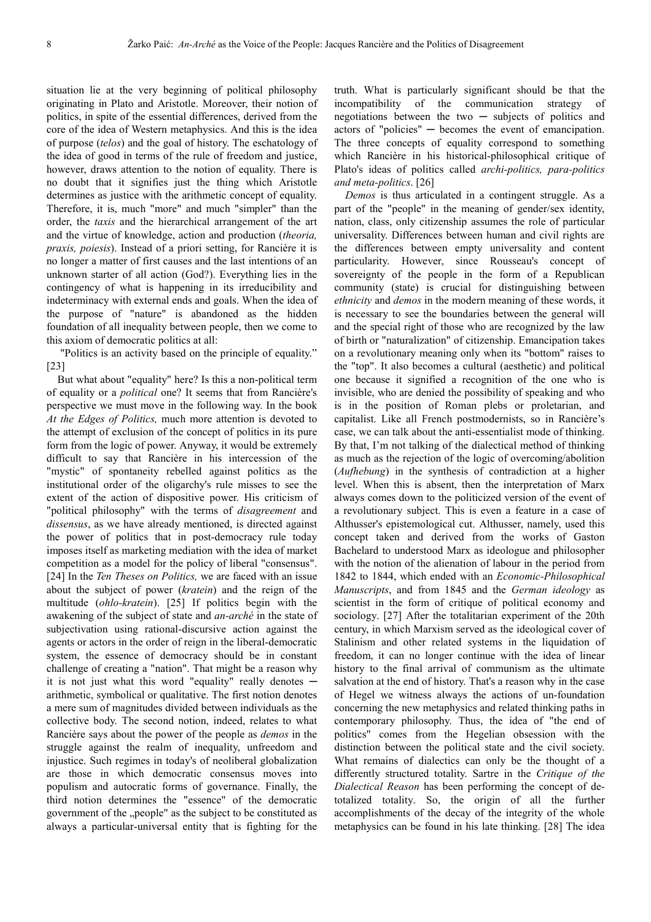situation lie at the very beginning of political philosophy originating in Plato and Aristotle. Moreover, their notion of politics, in spite of the essential differences, derived from the core of the idea of Western metaphysics. And this is the idea of purpose (*telos*) and the goal of history. The eschatology of the idea of good in terms of the rule of freedom and justice, however, draws attention to the notion of equality. There is no doubt that it signifies just the thing which Aristotle determines as justice with the arithmetic concept of equality. Therefore, it is, much "more" and much "simpler" than the order, the *taxis* and the hierarchical arrangement of the art and the virtue of knowledge, action and production (*theoria, praxis, poiesis*). Instead of a priori setting, for Rancière it is no longer a matter of first causes and the last intentions of an unknown starter of all action (God?). Everything lies in the contingency of what is happening in its irreducibility and indeterminacy with external ends and goals. When the idea of the purpose of "nature" is abandoned as the hidden foundation of all inequality between people, then we come to this axiom of democratic politics at all:

"Politics is an activity based on the principle of equality." [23]

But what about "equality" here? Is this a non-political term of equality or a *political* one? It seems that from Rancière's perspective we must move in the following way. In the book *At the Edges of Politics,* much more attention is devoted to the attempt of exclusion of the concept of politics in its pure form from the logic of power. Anyway, it would be extremely difficult to say that Rancière in his intercession of the "mystic" of spontaneity rebelled against politics as the institutional order of the oligarchy's rule misses to see the extent of the action of dispositive power. His criticism of "political philosophy" with the terms of *disagreement* and *dissensus*, as we have already mentioned, is directed against the power of politics that in post-democracy rule today imposes itself as marketing mediation with the idea of market competition as a model for the policy of liberal "consensus". [24] In the *Ten Theses on Politics,* we are faced with an issue about the subject of power (*kratein*) and the reign of the multitude (*ohlo-kratein*). [25] If politics begin with the awakening of the subject of state and *an-arché* in the state of subjectivation using rational-discursive action against the agents or actors in the order of reign in the liberal-democratic system, the essence of democracy should be in constant challenge of creating a "nation". That might be a reason why it is not just what this word "equality" really denotes ─ arithmetic, symbolical or qualitative. The first notion denotes a mere sum of magnitudes divided between individuals as the collective body. The second notion, indeed, relates to what Rancière says about the power of the people as *demos* in the struggle against the realm of inequality, unfreedom and injustice. Such regimes in today's of neoliberal globalization are those in which democratic consensus moves into populism and autocratic forms of governance. Finally, the third notion determines the "essence" of the democratic government of the „people" as the subject to be constituted as always a particular-universal entity that is fighting for the truth. What is particularly significant should be that the incompatibility of the communication strategy of negotiations between the two ─ subjects of politics and actors of "policies" ─ becomes the event of emancipation. The three concepts of equality correspond to something which Rancière in his historical-philosophical critique of Plato's ideas of politics called *archi-politics, para-politics and meta-politics*. [26]

*Demos* is thus articulated in a contingent struggle. As a part of the "people" in the meaning of gender/sex identity, nation, class, only citizenship assumes the role of particular universality. Differences between human and civil rights are the differences between empty universality and content particularity. However, since Rousseau's concept of sovereignty of the people in the form of a Republican community (state) is crucial for distinguishing between *ethnicity* and *demos* in the modern meaning of these words, it is necessary to see the boundaries between the general will and the special right of those who are recognized by the law of birth or "naturalization" of citizenship. Emancipation takes on a revolutionary meaning only when its "bottom" raises to the "top". It also becomes a cultural (aesthetic) and political one because it signified a recognition of the one who is invisible, who are denied the possibility of speaking and who is in the position of Roman plebs or proletarian, and capitalist. Like all French postmodernists, so in Rancière's case, we can talk about the anti-essentialist mode of thinking. By that, I'm not talking of the dialectical method of thinking as much as the rejection of the logic of overcoming/abolition (*Aufhebung*) in the synthesis of contradiction at a higher level. When this is absent, then the interpretation of Marx always comes down to the politicized version of the event of a revolutionary subject. This is even a feature in a case of Althusser's epistemological cut. Althusser, namely, used this concept taken and derived from the works of Gaston Bachelard to understood Marx as ideologue and philosopher with the notion of the alienation of labour in the period from 1842 to 1844, which ended with an *Economic-Philosophical Manuscripts*, and from 1845 and the *German ideology* as scientist in the form of critique of political economy and sociology. [27] After the totalitarian experiment of the 20th century, in which Marxism served as the ideological cover of Stalinism and other related systems in the liquidation of freedom, it can no longer continue with the idea of linear history to the final arrival of communism as the ultimate salvation at the end of history. That's a reason why in the case of Hegel we witness always the actions of un-foundation concerning the new metaphysics and related thinking paths in contemporary philosophy. Thus, the idea of "the end of politics" comes from the Hegelian obsession with the distinction between the political state and the civil society. What remains of dialectics can only be the thought of a differently structured totality. Sartre in the *Critique of the Dialectical Reason* has been performing the concept of de-totalized totality. So, the origin of all the further accomplishments of the decay of the integrity of the whole metaphysics can be found in his late thinking. [28] The idea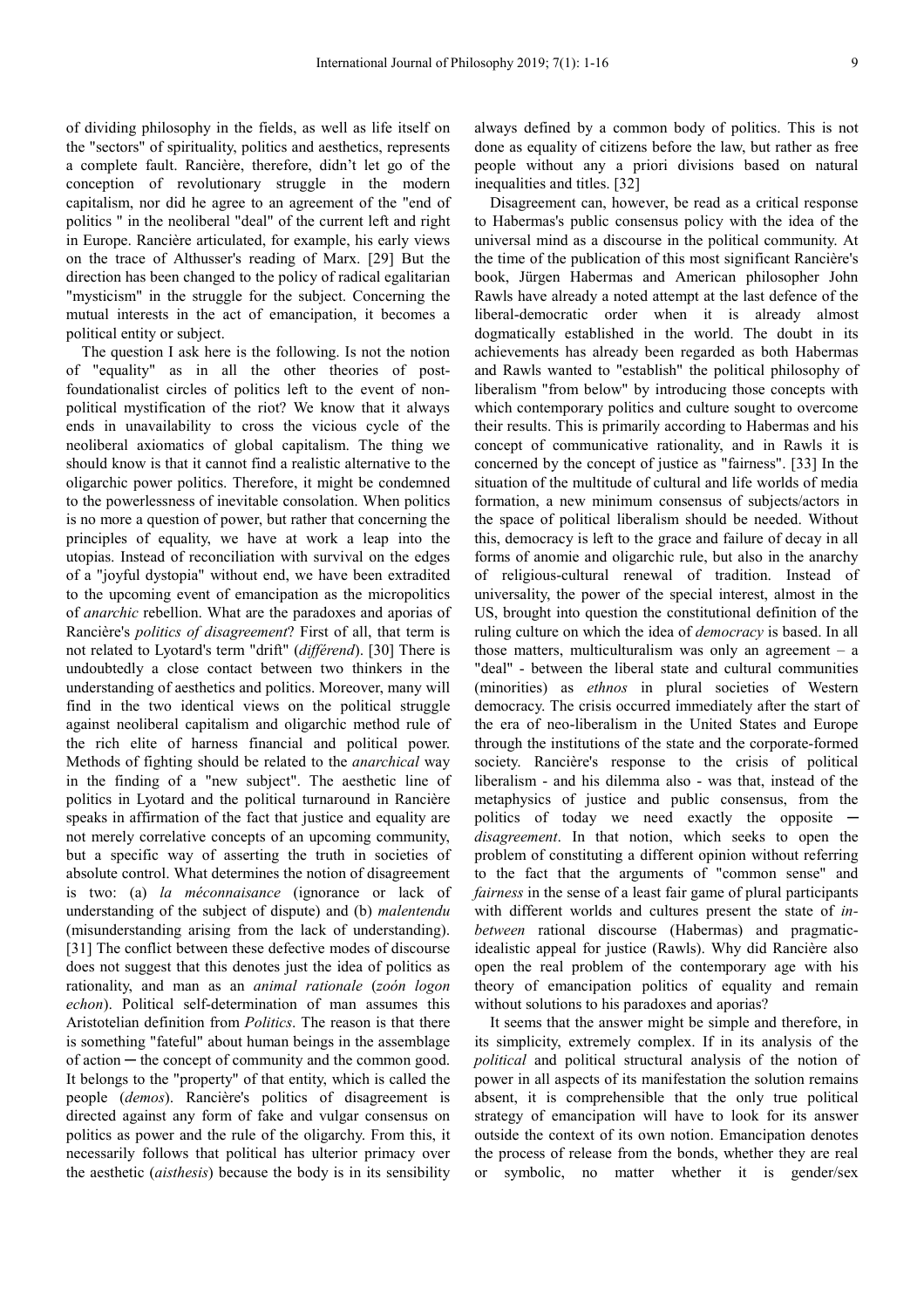of dividing philosophy in the fields, as well as life itself on the "sectors" of spirituality, politics and aesthetics, represents a complete fault. Rancière, therefore, didn't let go of the conception of revolutionary struggle in the modern capitalism, nor did he agree to an agreement of the "end of politics " in the neoliberal "deal" of the current left and right in Europe. Rancière articulated, for example, his early views on the trace of Althusser's reading of Marx. [29] But the direction has been changed to the policy of radical egalitarian "mysticism" in the struggle for the subject. Concerning the mutual interests in the act of emancipation, it becomes a political entity or subject.

The question I ask here is the following. Is not the notion of "equality" as in all the other theories of post-foundationalist circles of politics left to the event of non-political mystification of the riot? We know that it always ends in unavailability to cross the vicious cycle of the neoliberal axiomatics of global capitalism. The thing we should know is that it cannot find a realistic alternative to the oligarchic power politics. Therefore, it might be condemned to the powerlessness of inevitable consolation. When politics is no more a question of power, but rather that concerning the principles of equality, we have at work a leap into the utopias. Instead of reconciliation with survival on the edges of a "joyful dystopia" without end, we have been extradited to the upcoming event of emancipation as the micropolitics of *anarchic* rebellion. What are the paradoxes and aporias of Rancière's *politics of disagreement*? First of all, that term is not related to Lyotard's term "drift" (*différend*). [30] There is undoubtedly a close contact between two thinkers in the understanding of aesthetics and politics. Moreover, many will find in the two identical views on the political struggle against neoliberal capitalism and oligarchic method rule of the rich elite of harness financial and political power. Methods of fighting should be related to the *anarchical* way in the finding of a "new subject". The aesthetic line of politics in Lyotard and the political turnaround in Rancière speaks in affirmation of the fact that justice and equality are not merely correlative concepts of an upcoming community, but a specific way of asserting the truth in societies of absolute control. What determines the notion of disagreement is two: (a) *la méconnaisance* (ignorance or lack of understanding of the subject of dispute) and (b) *malentendu* (misunderstanding arising from the lack of understanding). [31] The conflict between these defective modes of discourse does not suggest that this denotes just the idea of politics as rationality, and man as an *animal rationale* (*zoón logon echon*). Political self-determination of man assumes this Aristotelian definition from *Politics*. The reason is that there is something "fateful" about human beings in the assemblage of action ─ the concept of community and the common good. It belongs to the "property" of that entity, which is called the people (*demos*). Rancière's politics of disagreement is directed against any form of fake and vulgar consensus on politics as power and the rule of the oligarchy. From this, it necessarily follows that political has ulterior primacy over the aesthetic (*aisthesis*) because the body is in its sensibility always defined by a common body of politics. This is not done as equality of citizens before the law, but rather as free people without any a priori divisions based on natural inequalities and titles. [32]

Disagreement can, however, be read as a critical response to Habermas's public consensus policy with the idea of the universal mind as a discourse in the political community. At the time of the publication of this most significant Rancière's book, Jürgen Habermas and American philosopher John Rawls have already a noted attempt at the last defence of the liberal-democratic order when it is already almost dogmatically established in the world. The doubt in its achievements has already been regarded as both Habermas and Rawls wanted to "establish" the political philosophy of liberalism "from below" by introducing those concepts with which contemporary politics and culture sought to overcome their results. This is primarily according to Habermas and his concept of communicative rationality, and in Rawls it is concerned by the concept of justice as "fairness". [33] In the situation of the multitude of cultural and life worlds of media formation, a new minimum consensus of subjects/actors in the space of political liberalism should be needed. Without this, democracy is left to the grace and failure of decay in all forms of anomie and oligarchic rule, but also in the anarchy of religious-cultural renewal of tradition. Instead of universality, the power of the special interest, almost in the US, brought into question the constitutional definition of the ruling culture on which the idea of *democracy* is based. In all those matters, multiculturalism was only an agreement – a "deal" - between the liberal state and cultural communities (minorities) as *ethnos* in plural societies of Western democracy. The crisis occurred immediately after the start of the era of neo-liberalism in the United States and Europe through the institutions of the state and the corporate-formed society. Rancière's response to the crisis of political liberalism - and his dilemma also - was that, instead of the metaphysics of justice and public consensus, from the politics of today we need exactly the opposite ─ *disagreement*. In that notion, which seeks to open the problem of constituting a different opinion without referring to the fact that the arguments of "common sense" and *fairness* in the sense of a least fair game of plural participants with different worlds and cultures present the state of *in-between* rational discourse (Habermas) and pragmatic-idealistic appeal for justice (Rawls). Why did Rancière also open the real problem of the contemporary age with his theory of emancipation politics of equality and remain without solutions to his paradoxes and aporias?

It seems that the answer might be simple and therefore, in its simplicity, extremely complex. If in its analysis of the *political* and political structural analysis of the notion of power in all aspects of its manifestation the solution remains absent, it is comprehensible that the only true political strategy of emancipation will have to look for its answer outside the context of its own notion. Emancipation denotes the process of release from the bonds, whether they are real or symbolic, no matter whether it is gender/sex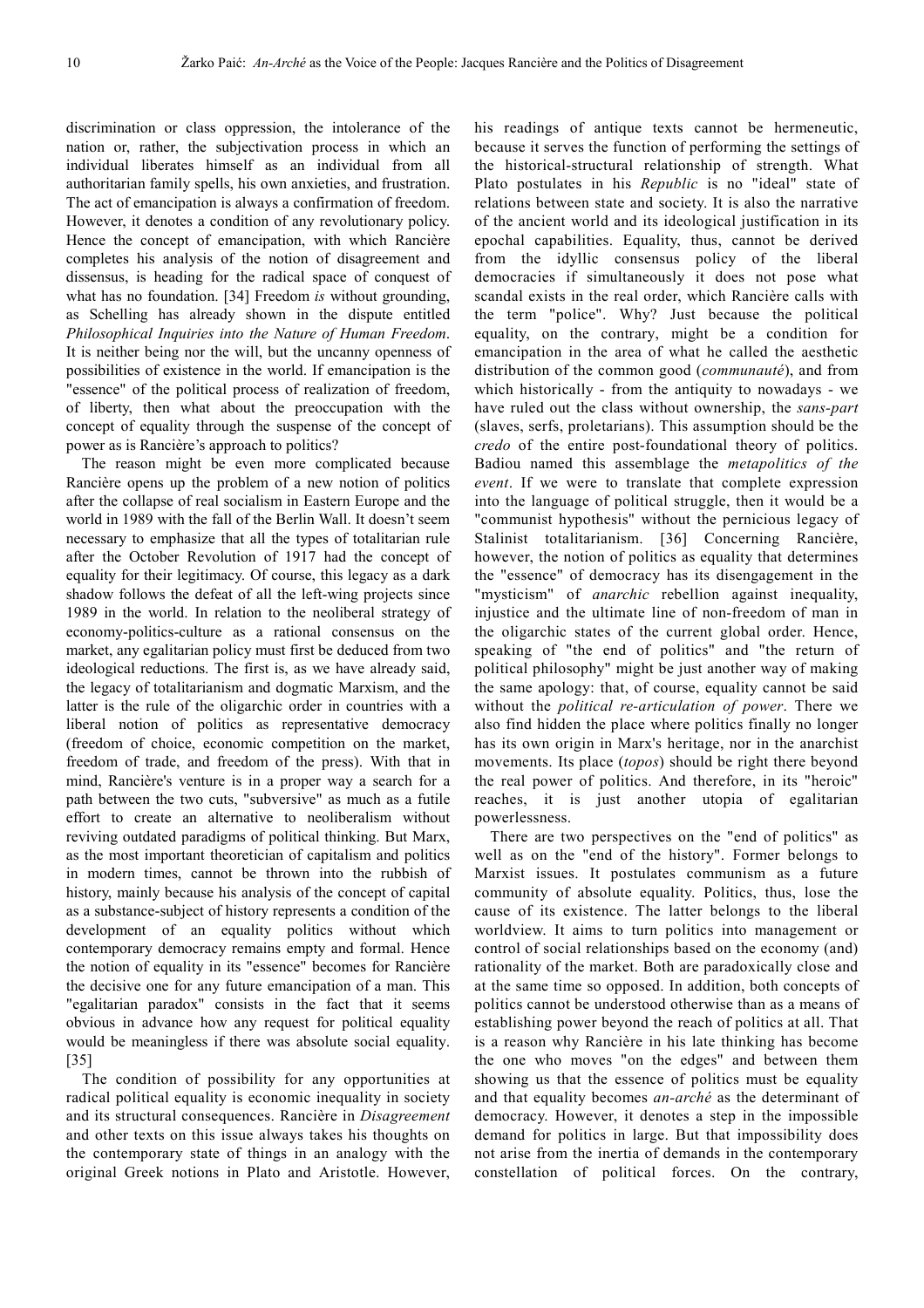discrimination or class oppression, the intolerance of the nation or, rather, the subjectivation process in which an individual liberates himself as an individual from all authoritarian family spells, his own anxieties, and frustration. The act of emancipation is always a confirmation of freedom. However, it denotes a condition of any revolutionary policy. Hence the concept of emancipation, with which Rancière completes his analysis of the notion of disagreement and dissensus, is heading for the radical space of conquest of what has no foundation. [34] Freedom *is* without grounding, as Schelling has already shown in the dispute entitled *Philosophical Inquiries into the Nature of Human Freedom*. It is neither being nor the will, but the uncanny openness of possibilities of existence in the world. If emancipation is the "essence" of the political process of realization of freedom, of liberty, then what about the preoccupation with the concept of equality through the suspense of the concept of power as is Rancière's approach to politics?

The reason might be even more complicated because Rancière opens up the problem of a new notion of politics after the collapse of real socialism in Eastern Europe and the world in 1989 with the fall of the Berlin Wall. It doesn't seem necessary to emphasize that all the types of totalitarian rule after the October Revolution of 1917 had the concept of equality for their legitimacy. Of course, this legacy as a dark shadow follows the defeat of all the left-wing projects since 1989 in the world. In relation to the neoliberal strategy of economy-politics-culture as a rational consensus on the market, any egalitarian policy must first be deduced from two ideological reductions. The first is, as we have already said, the legacy of totalitarianism and dogmatic Marxism, and the latter is the rule of the oligarchic order in countries with a liberal notion of politics as representative democracy (freedom of choice, economic competition on the market, freedom of trade, and freedom of the press). With that in mind, Rancière's venture is in a proper way a search for a path between the two cuts, "subversive" as much as a futile effort to create an alternative to neoliberalism without reviving outdated paradigms of political thinking. But Marx, as the most important theoretician of capitalism and politics in modern times, cannot be thrown into the rubbish of history, mainly because his analysis of the concept of capital as a substance-subject of history represents a condition of the development of an equality politics without which contemporary democracy remains empty and formal. Hence the notion of equality in its "essence" becomes for Rancière the decisive one for any future emancipation of a man. This "egalitarian paradox" consists in the fact that it seems obvious in advance how any request for political equality would be meaningless if there was absolute social equality. [35]

The condition of possibility for any opportunities at radical political equality is economic inequality in society and its structural consequences. Rancière in *Disagreement* and other texts on this issue always takes his thoughts on the contemporary state of things in an analogy with the original Greek notions in Plato and Aristotle. However, his readings of antique texts cannot be hermeneutic, because it serves the function of performing the settings of the historical-structural relationship of strength. What Plato postulates in his *Republic* is no "ideal" state of relations between state and society. It is also the narrative of the ancient world and its ideological justification in its epochal capabilities. Equality, thus, cannot be derived from the idyllic consensus policy of the liberal democracies if simultaneously it does not pose what scandal exists in the real order, which Rancière calls with the term "police". Why? Just because the political equality, on the contrary, might be a condition for emancipation in the area of what he called the aesthetic distribution of the common good (*communauté*), and from which historically - from the antiquity to nowadays - we have ruled out the class without ownership, the *sans-part* (slaves, serfs, proletarians). This assumption should be the *credo* of the entire post-foundational theory of politics. Badiou named this assemblage the *metapolitics of the event*. If we were to translate that complete expression into the language of political struggle, then it would be a "communist hypothesis" without the pernicious legacy of Stalinist totalitarianism. [36] Concerning Rancière, however, the notion of politics as equality that determines the "essence" of democracy has its disengagement in the "mysticism" of *anarchic* rebellion against inequality, injustice and the ultimate line of non-freedom of man in the oligarchic states of the current global order. Hence, speaking of "the end of politics" and "the return of political philosophy" might be just another way of making the same apology: that, of course, equality cannot be said without the *political re-articulation of power*. There we also find hidden the place where politics finally no longer has its own origin in Marx's heritage, nor in the anarchist movements. Its place (*topos*) should be right there beyond the real power of politics. And therefore, in its "heroic" reaches, it is just another utopia of egalitarian powerlessness.

There are two perspectives on the "end of politics" as well as on the "end of the history". Former belongs to Marxist issues. It postulates communism as a future community of absolute equality. Politics, thus, lose the cause of its existence. The latter belongs to the liberal worldview. It aims to turn politics into management or control of social relationships based on the economy (and) rationality of the market. Both are paradoxically close and at the same time so opposed. In addition, both concepts of politics cannot be understood otherwise than as a means of establishing power beyond the reach of politics at all. That is a reason why Rancière in his late thinking has become the one who moves "on the edges" and between them showing us that the essence of politics must be equality and that equality becomes *an-arché* as the determinant of democracy. However, it denotes a step in the impossible demand for politics in large. But that impossibility does not arise from the inertia of demands in the contemporary constellation of political forces. On the contrary,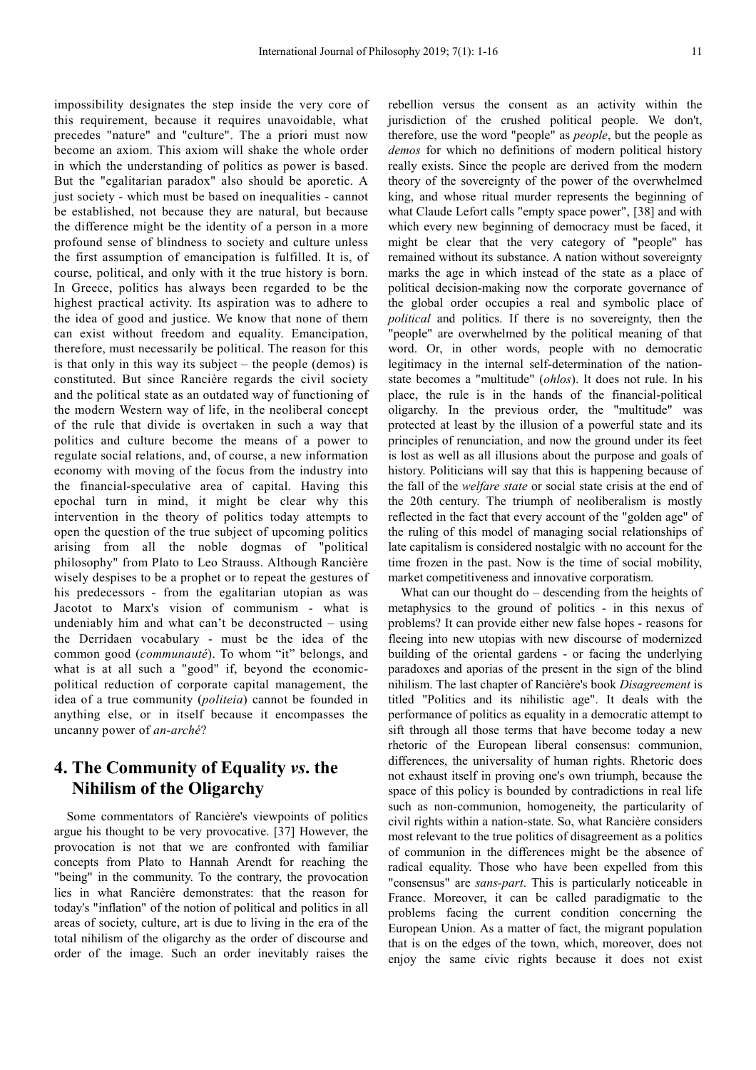impossibility designates the step inside the very core of this requirement, because it requires unavoidable, what precedes "nature" and "culture". The a priori must now become an axiom. This axiom will shake the whole order in which the understanding of politics as power is based. But the "egalitarian paradox" also should be aporetic. A just society - which must be based on inequalities - cannot be established, not because they are natural, but because the difference might be the identity of a person in a more profound sense of blindness to society and culture unless the first assumption of emancipation is fulfilled. It is, of course, political, and only with it the true history is born. In Greece, politics has always been regarded to be the highest practical activity. Its aspiration was to adhere to the idea of good and justice. We know that none of them can exist without freedom and equality. Emancipation, therefore, must necessarily be political. The reason for this is that only in this way its subject – the people (demos) is constituted. But since Rancière regards the civil society and the political state as an outdated way of functioning of the modern Western way of life, in the neoliberal concept of the rule that divide is overtaken in such a way that politics and culture become the means of a power to regulate social relations, and, of course, a new information economy with moving of the focus from the industry into the financial-speculative area of capital. Having this epochal turn in mind, it might be clear why this intervention in the theory of politics today attempts to open the question of the true subject of upcoming politics arising from all the noble dogmas of "political philosophy" from Plato to Leo Strauss. Although Rancière wisely despises to be a prophet or to repeat the gestures of his predecessors - from the egalitarian utopian as was Jacotot to Marx's vision of communism - what is undeniably him and what can't be deconstructed – using the Derridaen vocabulary - must be the idea of the common good (*communauté*). To whom "it" belongs, and what is at all such a "good" if, beyond the economic-political reduction of corporate capital management, the idea of a true community (*politeia*) cannot be founded in anything else, or in itself because it encompasses the uncanny power of *an-arché*?

## 4. The Community of Equality *vs*. the Nihilism of the Oligarchy

Some commentators of Rancière's viewpoints of politics argue his thought to be very provocative. [37] However, the provocation is not that we are confronted with familiar concepts from Plato to Hannah Arendt for reaching the "being" in the community. To the contrary, the provocation lies in what Rancière demonstrates: that the reason for today's "inflation" of the notion of political and politics in all areas of society, culture, art is due to living in the era of the total nihilism of the oligarchy as the order of discourse and order of the image. Such an order inevitably raises the rebellion versus the consent as an activity within the jurisdiction of the crushed political people. We don't, therefore, use the word "people" as *people*, but the people as *demos* for which no definitions of modern political history really exists. Since the people are derived from the modern theory of the sovereignty of the power of the overwhelmed king, and whose ritual murder represents the beginning of what Claude Lefort calls "empty space power", [38] and with which every new beginning of democracy must be faced, it might be clear that the very category of "people" has remained without its substance. A nation without sovereignty marks the age in which instead of the state as a place of political decision-making now the corporate governance of the global order occupies a real and symbolic place of *political* and politics. If there is no sovereignty, then the "people" are overwhelmed by the political meaning of that word. Or, in other words, people with no democratic legitimacy in the internal self-determination of the nation-state becomes a "multitude" (*ohlos*). It does not rule. In his place, the rule is in the hands of the financial-political oligarchy. In the previous order, the "multitude" was protected at least by the illusion of a powerful state and its principles of renunciation, and now the ground under its feet is lost as well as all illusions about the purpose and goals of history. Politicians will say that this is happening because of the fall of the *welfare state* or social state crisis at the end of the 20th century. The triumph of neoliberalism is mostly reflected in the fact that every account of the "golden age" of the ruling of this model of managing social relationships of late capitalism is considered nostalgic with no account for the time frozen in the past. Now is the time of social mobility, market competitiveness and innovative corporatism.

What can our thought do – descending from the heights of metaphysics to the ground of politics - in this nexus of problems? It can provide either new false hopes - reasons for fleeing into new utopias with new discourse of modernized building of the oriental gardens - or facing the underlying paradoxes and aporias of the present in the sign of the blind nihilism. The last chapter of Rancière's book *Disagreement* is titled "Politics and its nihilistic age". It deals with the performance of politics as equality in a democratic attempt to sift through all those terms that have become today a new rhetoric of the European liberal consensus: communion, differences, the universality of human rights. Rhetoric does not exhaust itself in proving one's own triumph, because the space of this policy is bounded by contradictions in real life such as non-communion, homogeneity, the particularity of civil rights within a nation-state. So, what Rancière considers most relevant to the true politics of disagreement as a politics of communion in the differences might be the absence of radical equality. Those who have been expelled from this "consensus" are *sans-part*. This is particularly noticeable in France. Moreover, it can be called paradigmatic to the problems facing the current condition concerning the European Union. As a matter of fact, the migrant population that is on the edges of the town, which, moreover, does not enjoy the same civic rights because it does not exist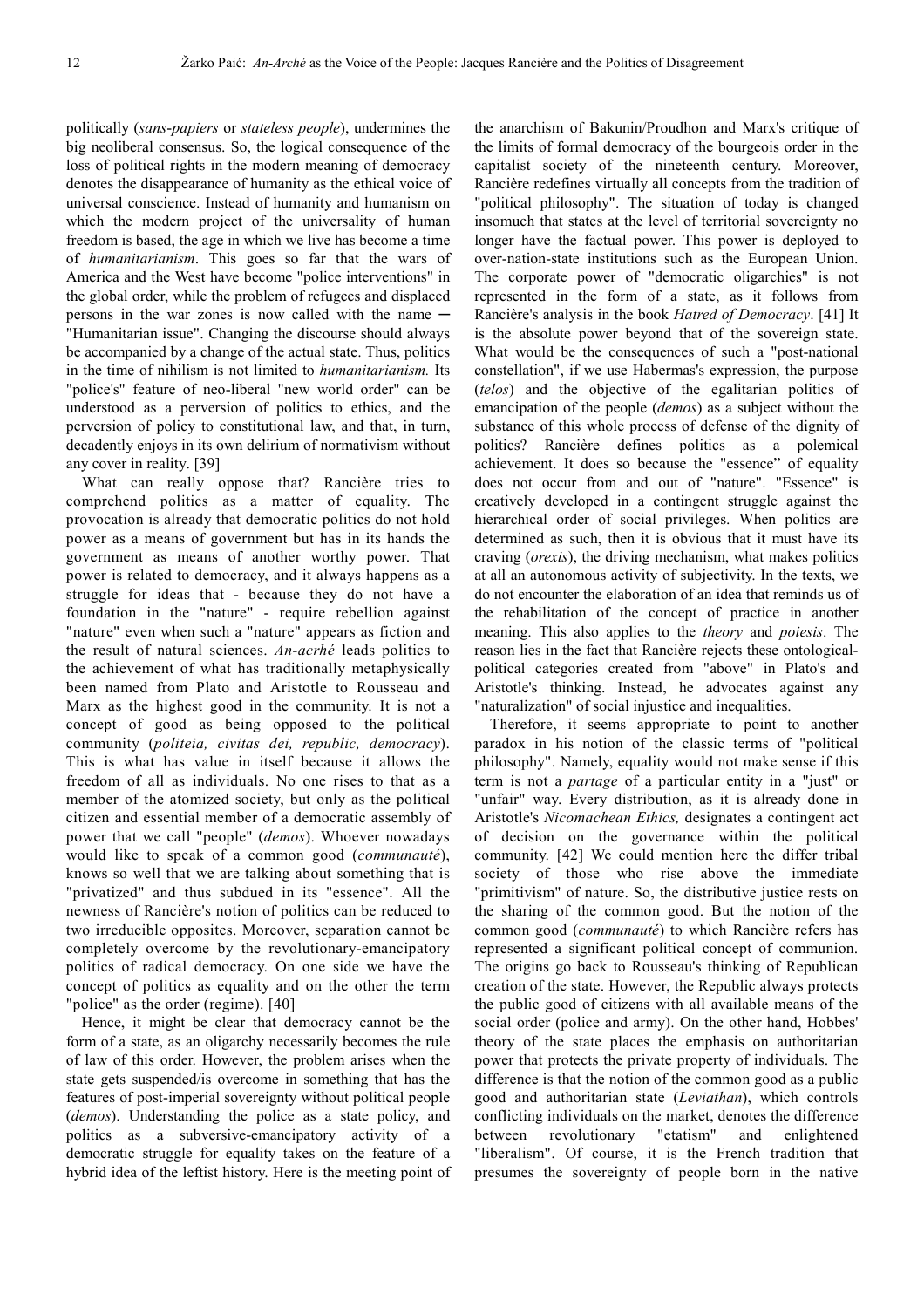politically (*sans-papiers* or *stateless people*), undermines the big neoliberal consensus. So, the logical consequence of the loss of political rights in the modern meaning of democracy denotes the disappearance of humanity as the ethical voice of universal conscience. Instead of humanity and humanism on which the modern project of the universality of human freedom is based, the age in which we live has become a time of *humanitarianism*. This goes so far that the wars of America and the West have become "police interventions" in the global order, while the problem of refugees and displaced persons in the war zones is now called with the name ─ "Humanitarian issue". Changing the discourse should always be accompanied by a change of the actual state. Thus, politics in the time of nihilism is not limited to *humanitarianism.* Its "police's" feature of neo-liberal "new world order" can be understood as a perversion of politics to ethics, and the perversion of policy to constitutional law, and that, in turn, decadently enjoys in its own delirium of normativism without any cover in reality. [39]

What can really oppose that? Rancière tries to comprehend politics as a matter of equality. The provocation is already that democratic politics do not hold power as a means of government but has in its hands the government as means of another worthy power. That power is related to democracy, and it always happens as a struggle for ideas that - because they do not have a foundation in the "nature" - require rebellion against "nature" even when such a "nature" appears as fiction and the result of natural sciences. *An-acrhé* leads politics to the achievement of what has traditionally metaphysically been named from Plato and Aristotle to Rousseau and Marx as the highest good in the community. It is not a concept of good as being opposed to the political community (*politeia, civitas dei, republic, democracy*). This is what has value in itself because it allows the freedom of all as individuals. No one rises to that as a member of the atomized society, but only as the political citizen and essential member of a democratic assembly of power that we call "people" (*demos*). Whoever nowadays would like to speak of a common good (*communauté*), knows so well that we are talking about something that is "privatized" and thus subdued in its "essence". All the newness of Rancière's notion of politics can be reduced to two irreducible opposites. Moreover, separation cannot be completely overcome by the revolutionary-emancipatory politics of radical democracy. On one side we have the concept of politics as equality and on the other the term "police" as the order (regime). [40]

Hence, it might be clear that democracy cannot be the form of a state, as an oligarchy necessarily becomes the rule of law of this order. However, the problem arises when the state gets suspended/is overcome in something that has the features of post-imperial sovereignty without political people (*demos*). Understanding the police as a state policy, and politics as a subversive-emancipatory activity of a democratic struggle for equality takes on the feature of a hybrid idea of the leftist history. Here is the meeting point of the anarchism of Bakunin/Proudhon and Marx's critique of the limits of formal democracy of the bourgeois order in the capitalist society of the nineteenth century. Moreover, Rancière redefines virtually all concepts from the tradition of "political philosophy". The situation of today is changed insomuch that states at the level of territorial sovereignty no longer have the factual power. This power is deployed to over-nation-state institutions such as the European Union. The corporate power of "democratic oligarchies" is not represented in the form of a state, as it follows from Rancière's analysis in the book *Hatred of Democracy*. [41] It is the absolute power beyond that of the sovereign state. What would be the consequences of such a "post-national constellation", if we use Habermas's expression, the purpose (*telos*) and the objective of the egalitarian politics of emancipation of the people (*demos*) as a subject without the substance of this whole process of defense of the dignity of politics? Rancière defines politics as a polemical achievement. It does so because the "essence" of equality does not occur from and out of "nature". "Essence" is creatively developed in a contingent struggle against the hierarchical order of social privileges. When politics are determined as such, then it is obvious that it must have its craving (*orexis*), the driving mechanism, what makes politics at all an autonomous activity of subjectivity. In the texts, we do not encounter the elaboration of an idea that reminds us of the rehabilitation of the concept of practice in another meaning. This also applies to the *theory* and *poiesis*. The reason lies in the fact that Rancière rejects these ontological-political categories created from "above" in Plato's and Aristotle's thinking. Instead, he advocates against any "naturalization" of social injustice and inequalities.

Therefore, it seems appropriate to point to another paradox in his notion of the classic terms of "political philosophy". Namely, equality would not make sense if this term is not a *partage* of a particular entity in a "just" or "unfair" way. Every distribution, as it is already done in Aristotle's *Nicomachean Ethics,* designates a contingent act of decision on the governance within the political community. [42] We could mention here the differ tribal society of those who rise above the immediate "primitivism" of nature. So, the distributive justice rests on the sharing of the common good. But the notion of the common good (*communauté*) to which Rancière refers has represented a significant political concept of communion. The origins go back to Rousseau's thinking of Republican creation of the state. However, the Republic always protects the public good of citizens with all available means of the social order (police and army). On the other hand, Hobbes' theory of the state places the emphasis on authoritarian power that protects the private property of individuals. The difference is that the notion of the common good as a public good and authoritarian state (*Leviathan*), which controls conflicting individuals on the market, denotes the difference between revolutionary "etatism" and enlightened "liberalism". Of course, it is the French tradition that presumes the sovereignty of people born in the native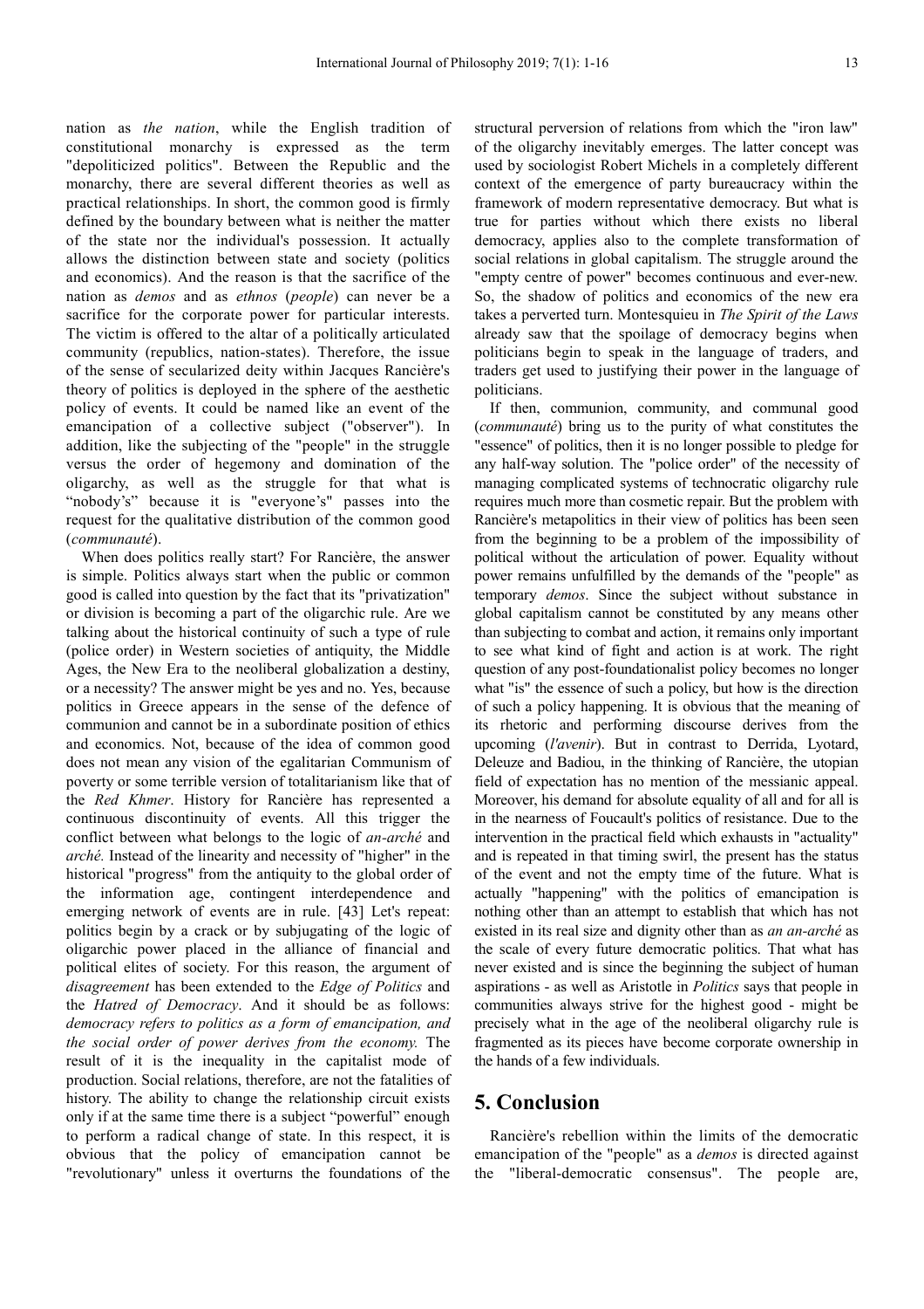nation as *the nation*, while the English tradition of constitutional monarchy is expressed as the term "depoliticized politics". Between the Republic and the monarchy, there are several different theories as well as practical relationships. In short, the common good is firmly defined by the boundary between what is neither the matter of the state nor the individual's possession. It actually allows the distinction between state and society (politics and economics). And the reason is that the sacrifice of the nation as *demos* and as *ethnos* (*people*) can never be a sacrifice for the corporate power for particular interests. The victim is offered to the altar of a politically articulated community (republics, nation-states). Therefore, the issue of the sense of secularized deity within Jacques Rancière's theory of politics is deployed in the sphere of the aesthetic policy of events. It could be named like an event of the emancipation of a collective subject ("observer"). In addition, like the subjecting of the "people" in the struggle versus the order of hegemony and domination of the oligarchy, as well as the struggle for that what is "nobody's" because it is "everyone's" passes into the request for the qualitative distribution of the common good (*communauté*).

When does politics really start? For Rancière, the answer is simple. Politics always start when the public or common good is called into question by the fact that its "privatization" or division is becoming a part of the oligarchic rule. Are we talking about the historical continuity of such a type of rule (police order) in Western societies of antiquity, the Middle Ages, the New Era to the neoliberal globalization a destiny, or a necessity? The answer might be yes and no. Yes, because politics in Greece appears in the sense of the defence of communion and cannot be in a subordinate position of ethics and economics. Not, because of the idea of common good does not mean any vision of the egalitarian Communism of poverty or some terrible version of totalitarianism like that of the *Red Khmer*. History for Rancière has represented a continuous discontinuity of events. All this trigger the conflict between what belongs to the logic of *an-arché* and *arché.* Instead of the linearity and necessity of "higher" in the historical "progress" from the antiquity to the global order of the information age, contingent interdependence and emerging network of events are in rule. [43] Let's repeat: politics begin by a crack or by subjugating of the logic of oligarchic power placed in the alliance of financial and political elites of society. For this reason, the argument of *disagreement* has been extended to the *Edge of Politics* and the *Hatred of Democracy*. And it should be as follows: *democracy refers to politics as a form of emancipation, and the social order of power derives from the economy.* The result of it is the inequality in the capitalist mode of production. Social relations, therefore, are not the fatalities of history. The ability to change the relationship circuit exists only if at the same time there is a subject "powerful" enough to perform a radical change of state. In this respect, it is obvious that the policy of emancipation cannot be "revolutionary" unless it overturns the foundations of the structural perversion of relations from which the "iron law" of the oligarchy inevitably emerges. The latter concept was used by sociologist Robert Michels in a completely different context of the emergence of party bureaucracy within the framework of modern representative democracy. But what is true for parties without which there exists no liberal democracy, applies also to the complete transformation of social relations in global capitalism. The struggle around the "empty centre of power" becomes continuous and ever-new. So, the shadow of politics and economics of the new era takes a perverted turn. Montesquieu in *The Spirit of the Laws* already saw that the spoilage of democracy begins when politicians begin to speak in the language of traders, and traders get used to justifying their power in the language of politicians.

If then, communion, community, and communal good (*communauté*) bring us to the purity of what constitutes the "essence" of politics, then it is no longer possible to pledge for any half-way solution. The "police order" of the necessity of managing complicated systems of technocratic oligarchy rule requires much more than cosmetic repair. But the problem with Rancière's metapolitics in their view of politics has been seen from the beginning to be a problem of the impossibility of political without the articulation of power. Equality without power remains unfulfilled by the demands of the "people" as temporary *demos*. Since the subject without substance in global capitalism cannot be constituted by any means other than subjecting to combat and action, it remains only important to see what kind of fight and action is at work. The right question of any post-foundationalist policy becomes no longer what "is" the essence of such a policy, but how is the direction of such a policy happening. It is obvious that the meaning of its rhetoric and performing discourse derives from the upcoming (*l'avenir*). But in contrast to Derrida, Lyotard, Deleuze and Badiou, in the thinking of Rancière, the utopian field of expectation has no mention of the messianic appeal. Moreover, his demand for absolute equality of all and for all is in the nearness of Foucault's politics of resistance. Due to the intervention in the practical field which exhausts in "actuality" and is repeated in that timing swirl, the present has the status of the event and not the empty time of the future. What is actually "happening" with the politics of emancipation is nothing other than an attempt to establish that which has not existed in its real size and dignity other than as *an an-arché* as the scale of every future democratic politics. That what has never existed and is since the beginning the subject of human aspirations - as well as Aristotle in *Politics* says that people in communities always strive for the highest good - might be precisely what in the age of the neoliberal oligarchy rule is fragmented as its pieces have become corporate ownership in the hands of a few individuals.

## 5. Conclusion

Rancière's rebellion within the limits of the democratic emancipation of the "people" as a *demos* is directed against the "liberal-democratic consensus". The people are,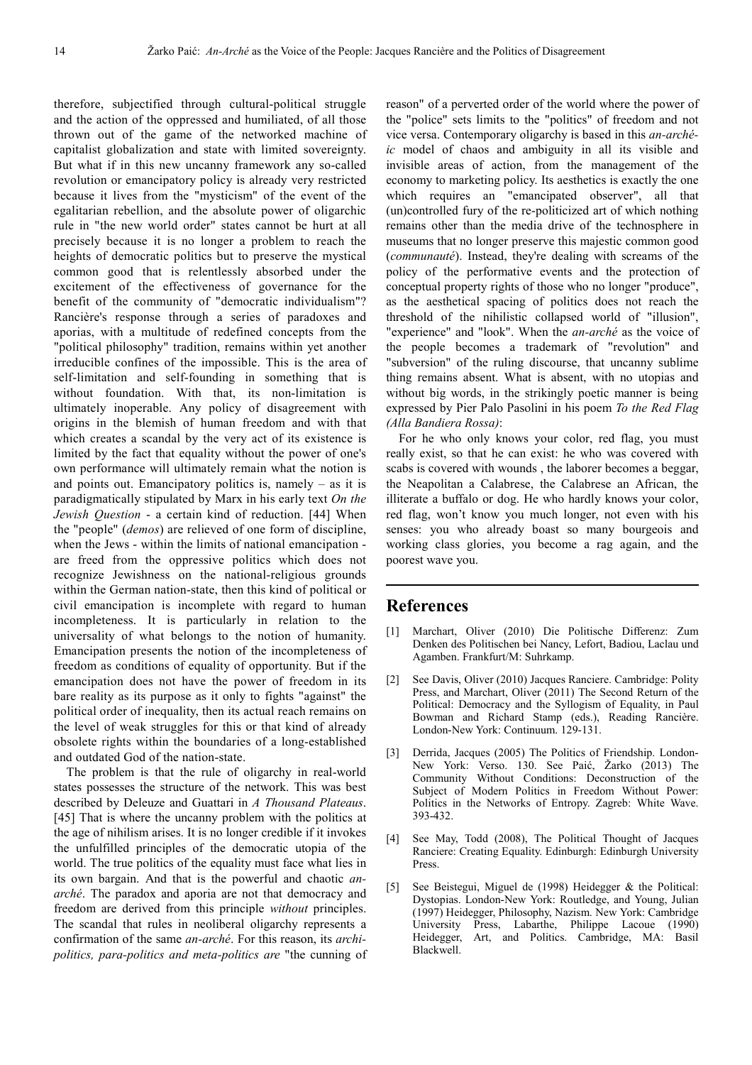therefore, subjectified through cultural-political struggle and the action of the oppressed and humiliated, of all those thrown out of the game of the networked machine of capitalist globalization and state with limited sovereignty. But what if in this new uncanny framework any so-called revolution or emancipatory policy is already very restricted because it lives from the "mysticism" of the event of the egalitarian rebellion, and the absolute power of oligarchic rule in "the new world order" states cannot be hurt at all precisely because it is no longer a problem to reach the heights of democratic politics but to preserve the mystical common good that is relentlessly absorbed under the excitement of the effectiveness of governance for the benefit of the community of "democratic individualism"? Rancière's response through a series of paradoxes and aporias, with a multitude of redefined concepts from the "political philosophy" tradition, remains within yet another irreducible confines of the impossible. This is the area of self-limitation and self-founding in something that is without foundation. With that, its non-limitation is ultimately inoperable. Any policy of disagreement with origins in the blemish of human freedom and with that which creates a scandal by the very act of its existence is limited by the fact that equality without the power of one's own performance will ultimately remain what the notion is and points out. Emancipatory politics is, namely – as it is paradigmatically stipulated by Marx in his early text *On the Jewish Question* - a certain kind of reduction. [44] When the "people" (*demos*) are relieved of one form of discipline, when the Jews - within the limits of national emancipation - are freed from the oppressive politics which does not recognize Jewishness on the national-religious grounds within the German nation-state, then this kind of political or civil emancipation is incomplete with regard to human incompleteness. It is particularly in relation to the universality of what belongs to the notion of humanity. Emancipation presents the notion of the incompleteness of freedom as conditions of equality of opportunity. But if the emancipation does not have the power of freedom in its bare reality as its purpose as it only to fights "against" the political order of inequality, then its actual reach remains on the level of weak struggles for this or that kind of already obsolete rights within the boundaries of a long-established and outdated God of the nation-state.

The problem is that the rule of oligarchy in real-world states possesses the structure of the network. This was best described by Deleuze and Guattari in *A Thousand Plateaus*. [45] That is where the uncanny problem with the politics at the age of nihilism arises. It is no longer credible if it invokes the unfulfilled principles of the democratic utopia of the world. The true politics of the equality must face what lies in its own bargain. And that is the powerful and chaotic *an-arché*. The paradox and aporia are not that democracy and freedom are derived from this principle *without* principles. The scandal that rules in neoliberal oligarchy represents a confirmation of the same *an-arché*. For this reason, its *archi-politics, para-politics and meta-politics are* "the cunning of reason" of a perverted order of the world where the power of the "police" sets limits to the "politics" of freedom and not vice versa. Contemporary oligarchy is based in this *an-arché-ic* model of chaos and ambiguity in all its visible and invisible areas of action, from the management of the economy to marketing policy. Its aesthetics is exactly the one which requires an "emancipated observer", all that (un)controlled fury of the re-politicized art of which nothing remains other than the media drive of the technosphere in museums that no longer preserve this majestic common good (*communauté*). Instead, they're dealing with screams of the policy of the performative events and the protection of conceptual property rights of those who no longer "produce", as the aesthetical spacing of politics does not reach the threshold of the nihilistic collapsed world of "illusion", "experience" and "look". When the *an-arché* as the voice of the people becomes a trademark of "revolution" and "subversion" of the ruling discourse, that uncanny sublime thing remains absent. What is absent, with no utopias and without big words, in the strikingly poetic manner is being expressed by Pier Palo Pasolini in his poem *To the Red Flag (Alla Bandiera Rossa)*:

For he who only knows your color, red flag, you must really exist, so that he can exist: he who was covered with scabs is covered with wounds , the laborer becomes a beggar, the Neapolitan a Calabrese, the Calabrese an African, the illiterate a buffalo or dog. He who hardly knows your color, red flag, won't know you much longer, not even with his senses: you who already boast so many bourgeois and working class glories, you become a rag again, and the poorest wave you.

## References

[1] Marchart, Oliver (2010) Die Politische Differenz: Zum Denken des Politischen bei Nancy, Lefort, Badiou, Laclau und Agamben. Frankfurt/M: Suhrkamp.

[2] See Davis, Oliver (2010) Jacques Ranciere. Cambridge: Polity Press, and Marchart, Oliver (2011) The Second Return of the Political: Democracy and the Syllogism of Equality, in Paul Bowman and Richard Stamp (eds.), Reading Rancière. London-New York: Continuum. 129-131.

[3] Derrida, Jacques (2005) The Politics of Friendship. London-New York: Verso. 130. See Paić, Žarko (2013) The Community Without Conditions: Deconstruction of the Subject of Modern Politics in Freedom Without Power: Politics in the Networks of Entropy. Zagreb: White Wave. 393-432.

[4] See May, Todd (2008), The Political Thought of Jacques Ranciere: Creating Equality. Edinburgh: Edinburgh University Press.

[5] See Beistegui, Miguel de (1998) Heidegger & the Political: Dystopias. London-New York: Routledge, and Young, Julian (1997) Heidegger, Philosophy, Nazism. New York: Cambridge University Press, Labarthe, Philippe Lacoue (1990) Heidegger, Art, and Politics. Cambridge, MA: Basil Blackwell.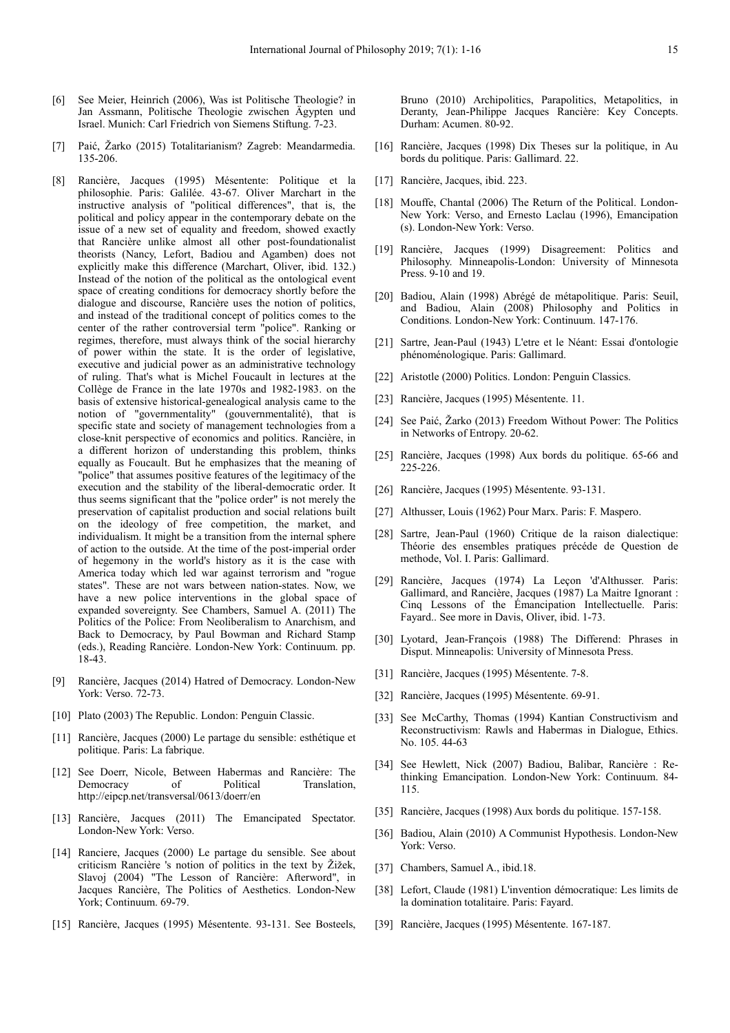[6] See Meier, Heinrich (2006), Was ist Politische Theologie? in Jan Assmann, Politische Theologie zwischen Ägypten und Israel. Munich: Carl Friedrich von Siemens Stiftung. 7-23.

[7] Paić, Žarko (2015) Totalitarianism? Zagreb: Meandarmedia. 135-206.

[8] Rancière, Jacques (1995) Mésentente: Politique et la philosophie. Paris: Galilée. 43-67. Oliver Marchart in the instructive analysis of "political differences", that is, the political and policy appear in the contemporary debate on the issue of a new set of equality and freedom, showed exactly that Rancière unlike almost all other post-foundationalist theorists (Nancy, Lefort, Badiou and Agamben) does not explicitly make this difference (Marchart, Oliver, ibid. 132.) Instead of the notion of the political as the ontological event space of creating conditions for democracy shortly before the dialogue and discourse, Rancière uses the notion of politics, and instead of the traditional concept of politics comes to the center of the rather controversial term "police". Ranking or regimes, therefore, must always think of the social hierarchy of power within the state. It is the order of legislative, executive and judicial power as an administrative technology of ruling. That's what is Michel Foucault in lectures at the Collège de France in the late 1970s and 1982-1983. on the basis of extensive historical-genealogical analysis came to the notion of "governmentality" (gouvernementalité), that is specific state and society of management technologies from a close-knit perspective of economics and politics. Rancière, in a different horizon of understanding this problem, thinks equally as Foucault. But he emphasizes that the meaning of "police" that assumes positive features of the legitimacy of the execution and the stability of the liberal-democratic order. It thus seems significant that the "police order" is not merely the preservation of capitalist production and social relations built on the ideology of free competition, the market, and individualism. It might be a transition from the internal sphere of action to the outside. At the time of the post-imperial order of hegemony in the world's history as it is the case with America today which led war against terrorism and "rogue states". These are not wars between nation-states. Now, we have a new police interventions in the global space of expanded sovereignty. See Chambers, Samuel A. (2011) The Politics of the Police: From Neoliberalism to Anarchism, and Back to Democracy, by Paul Bowman and Richard Stamp (eds.), Reading Rancière. London-New York: Continuum. pp. 18-43.

[9] Rancière, Jacques (2014) Hatred of Democracy. London-New York: Verso. 72-73.

[10] Plato (2003) The Republic. London: Penguin Classic.

[11] Rancière, Jacques (2000) Le partage du sensible: esthétique et politique. Paris: La fabrique.

[12] See Doerr, Nicole, Between Habermas and Rancière: The Democracy of Political Translation, http://eipcp.net/transversal/0613/doerr/en

[13] Rancière, Jacques (2011) The Emancipated Spectator. London-New York: Verso.

[14] Ranciere, Jacques (2000) Le partage du sensible. See about criticism Rancière 's notion of politics in the text by Žižek, Slavoj (2004) "The Lesson of Rancière: Afterword", in Jacques Rancière, The Politics of Aesthetics. London-New York; Continuum. 69-79.

[15] Rancière, Jacques (1995) Mésentente. 93-131. See Bosteels, Bruno (2010) Archipolitics, Parapolitics, Metapolitics, in Deranty, Jean-Philippe Jacques Rancière: Key Concepts. Durham: Acumen. 80-92.

[16] Rancière, Jacques (1998) Dix Theses sur la politique, in Au bords du politique. Paris: Gallimard. 22.

[17] Rancière, Jacques, ibid. 223.

[18] Mouffe, Chantal (2006) The Return of the Political. London-New York: Verso, and Ernesto Laclau (1996), Emancipation (s). London-New York: Verso.

[19] Rancière, Jacques (1999) Disagreement: Politics and Philosophy. Minneapolis-London: University of Minnesota Press. 9-10 and 19.

[20] Badiou, Alain (1998) Abrégé de métapolitique. Paris: Seuil, and Badiou, Alain (2008) Philosophy and Politics in Conditions. London-New York: Continuum. 147-176.

[21] Sartre, Jean-Paul (1943) L'etre et le Néant: Essai d'ontologie phénoménologique. Paris: Gallimard.

[22] Aristotle (2000) Politics. London: Penguin Classics.

[23] Rancière, Jacques (1995) Mésentente. 11.

[24] See Paić, Žarko (2013) Freedom Without Power: The Politics in Networks of Entropy. 20-62.

[25] Rancière, Jacques (1998) Aux bords du politique. 65-66 and 225-226.

[26] Rancière, Jacques (1995) Mésentente. 93-131.

[27] Althusser, Louis (1962) Pour Marx. Paris: F. Maspero.

[28] Sartre, Jean-Paul (1960) Critique de la raison dialectique: Théorie des ensembles pratiques précéde de Question de methode, Vol. I. Paris: Gallimard.

[29] Rancière, Jacques (1974) La Leçon 'd'Althusser. Paris: Gallimard, and Rancière, Jacques (1987) La Maitre Ignorant : Cinq Lessons of the Émancipation Intellectuelle. Paris: Fayard.. See more in Davis, Oliver, ibid. 1-73.

[30] Lyotard, Jean-François (1988) The Differend: Phrases in Disput. Minneapolis: University of Minnesota Press.

[31] Rancière, Jacques (1995) Mésentente. 7-8.

[32] Rancière, Jacques (1995) Mésentente. 69-91.

[33] See McCarthy, Thomas (1994) Kantian Constructivism and Reconstructivism: Rawls and Habermas in Dialogue, Ethics. No. 105. 44-63

[34] See Hewlett, Nick (2007) Badiou, Balibar, Rancière : Re-thinking Emancipation. London-New York: Continuum. 84-115.

[35] Rancière, Jacques (1998) Aux bords du politique. 157-158.

[36] Badiou, Alain (2010) A Communist Hypothesis. London-New York: Verso.

[37] Chambers, Samuel A., ibid.18.

[38] Lefort, Claude (1981) L'invention démocratique: Les limits de la domination totalitaire. Paris: Fayard.

[39] Rancière, Jacques (1995) Mésentente. 167-187.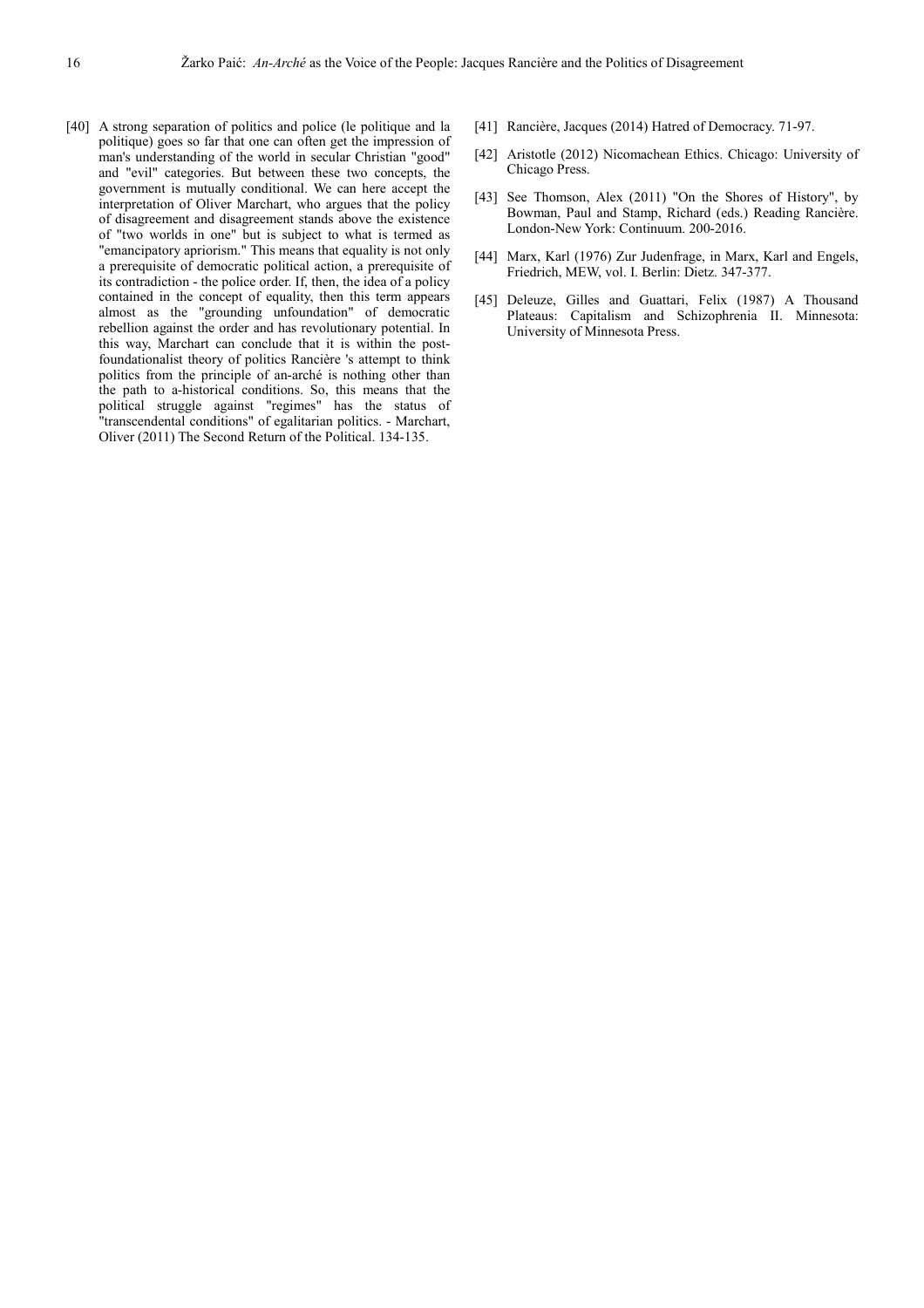[40] A strong separation of politics and police (le politique and la politique) goes so far that one can often get the impression of man's understanding of the world in secular Christian "good" and "evil" categories. But between these two concepts, the government is mutually conditional. We can here accept the interpretation of Oliver Marchart, who argues that the policy of disagreement and disagreement stands above the existence of "two worlds in one" but is subject to what is termed as "emancipatory apriorism." This means that equality is not only a prerequisite of democratic political action, a prerequisite of its contradiction - the police order. If, then, the idea of a policy contained in the concept of equality, then this term appears almost as the "grounding unfoundation" of democratic rebellion against the order and has revolutionary potential. In this way, Marchart can conclude that it is within the post-foundationalist theory of politics Rancière 's attempt to think politics from the principle of an-arché is nothing other than the path to a-historical conditions. So, this means that the political struggle against "regimes" has the status of "transcendental conditions" of egalitarian politics. - Marchart, Oliver (2011) The Second Return of the Political. 134-135.

[41] Rancière, Jacques (2014) Hatred of Democracy. 71-97.

[42] Aristotle (2012) Nicomachean Ethics. Chicago: University of Chicago Press.

[43] See Thomson, Alex (2011) "On the Shores of History", by Bowman, Paul and Stamp, Richard (eds.) Reading Rancière. London-New York: Continuum. 200-2016.

[44] Marx, Karl (1976) Zur Judenfrage, in Marx, Karl and Engels, Friedrich, MEW, vol. I. Berlin: Dietz. 347-377.

[45] Deleuze, Gilles and Guattari, Felix (1987) A Thousand Plateaus: Capitalism and Schizophrenia II. Minnesota: University of Minnesota Press.